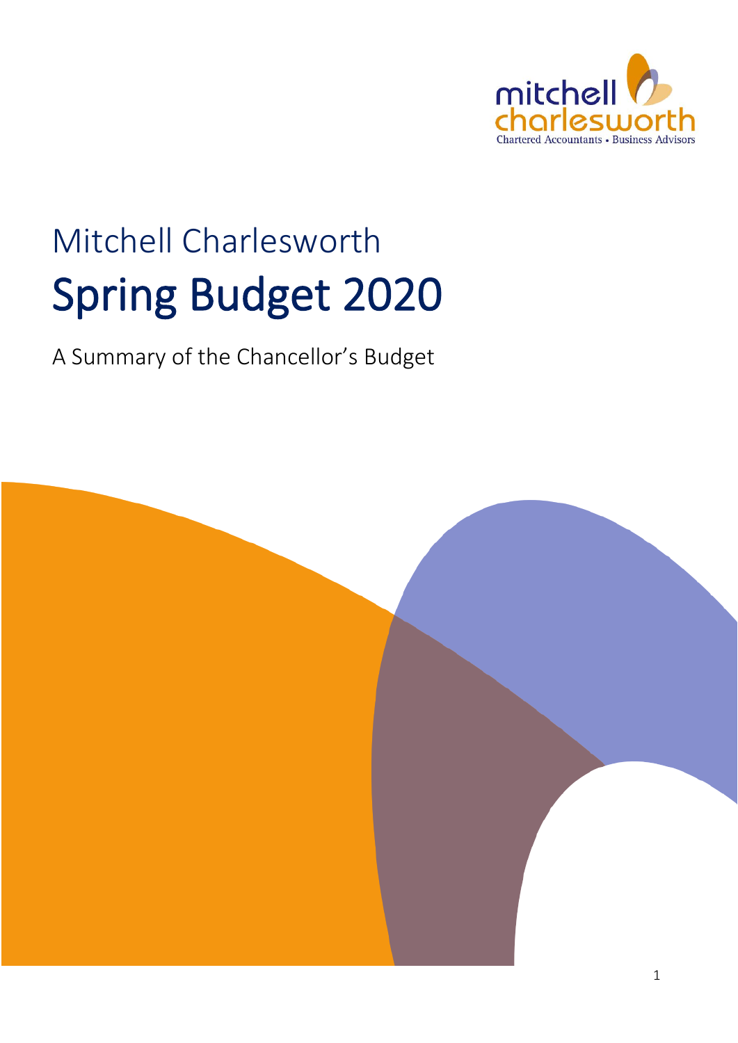Mitchell Charlesworth

# Spring Budget 2020

A Summary of the Chancellor's Budget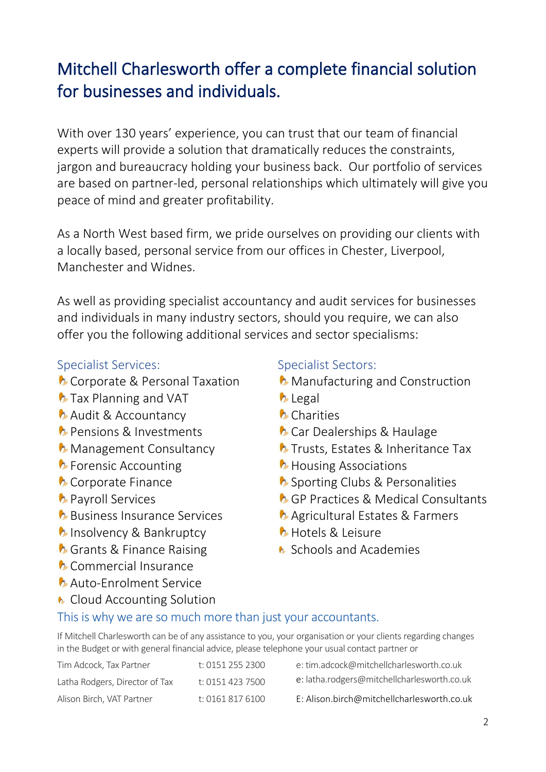# Mitchell Charlesworth offer a complete financial solution for businesses and individuals.

With over 130 years' experience, you can trust that our team of financial experts will provide a solution that dramatically reduces the constraints, jargon and bureaucracy holding your business back. Our portfolio of services are based on partner-led, personal relationships which ultimately will give you peace of mind and greater profitability.

As a North West based firm, we pride ourselves on providing our clients with a locally based, personal service from our offices in Chester, Liverpool, Manchester and Widnes.

As well as providing specialist accountancy and audit services for businesses and individuals in many industry sectors, should you require, we can also offer you the following additional services and sector specialisms:

### Specialist Services:

- Corporate & Personal Taxation
- Tax Planning and VAT
- Audit & Accountancy
- Pensions & Investments
- Management Consultancy
- Forensic Accounting
- Corporate Finance
- Payroll Services
- Business Insurance Services
- Insolvency & Bankruptcy
- Grants & Finance Raising
- Commercial Insurance
- Auto-Enrolment Service
- Cloud Accounting Solution

### Specialist Sectors:

- Manufacturing and Construction
- Legal
- Charities
- Car Dealerships & Haulage
- Trusts, Estates & Inheritance Tax
- Housing Associations
- Sporting Clubs & Personalities
- GP Practices & Medical Consultants
- Agricultural Estates & Farmers
- Hotels & Leisure
- Schools and Academies

This is why we are so much more than just your accountants.

If Mitchell Charlesworth can be of any assistance to you, your organisation or your clients regarding changes in the Budget or with general financial advice, please telephone your usual contact partner or

| | | |
|---|---|---|
| Tim Adcock, Tax Partner | t: 0151 255 2300 | e: tim.adcock@mitchellcharlesworth.co.uk |
| Latha Rodgers, Director of Tax | t: 0151 423 7500 | e: latha.rodgers@mitchellcharlesworth.co.uk |
| Alison Birch, VAT Partner | t: 0161 817 6100 | E: Alison.birch@mitchellcharlesworth.co.uk |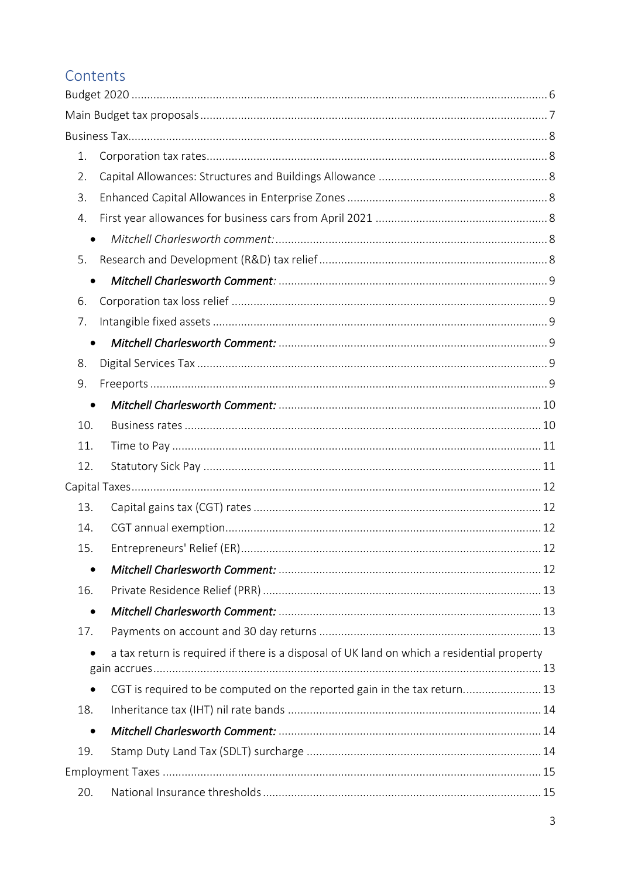## Contents

Budget 2020 ... 6

Main Budget tax proposals ... 7

Business Tax ... 8

1. Corporation tax rates ... 8
2. Capital Allowances: Structures and Buildings Allowance ... 8
3. Enhanced Capital Allowances in Enterprise Zones ... 8
4. First year allowances for business cars from April 2021 ... 8
   - *Mitchell Charlesworth comment:* ... 8
5. Research and Development (R&D) tax relief ... 8
   - ***Mitchell Charlesworth Comment:*** ... 9
6. Corporation tax loss relief ... 9
7. Intangible fixed assets ... 9
   - ***Mitchell Charlesworth Comment:*** ... 9
8. Digital Services Tax ... 9
9. Freeports ... 9
   - ***Mitchell Charlesworth Comment:*** ... 10
10. Business rates ... 10
11. Time to Pay ... 11
12. Statutory Sick Pay ... 11

Capital Taxes ... 12

13. Capital gains tax (CGT) rates ... 12
14. CGT annual exemption ... 12
15. Entrepreneurs' Relief (ER) ... 12
    - ***Mitchell Charlesworth Comment:*** ... 12
16. Private Residence Relief (PRR) ... 13
    - ***Mitchell Charlesworth Comment:*** ... 13
17. Payments on account and 30 day returns ... 13
    - a tax return is required if there is a disposal of UK land on which a residential property gain accrues ... 13
    - CGT is required to be computed on the reported gain in the tax return ... 13
18. Inheritance tax (IHT) nil rate bands ... 14
    - ***Mitchell Charlesworth Comment:*** ... 14
19. Stamp Duty Land Tax (SDLT) surcharge ... 14

Employment Taxes ... 15

20. National Insurance thresholds ... 15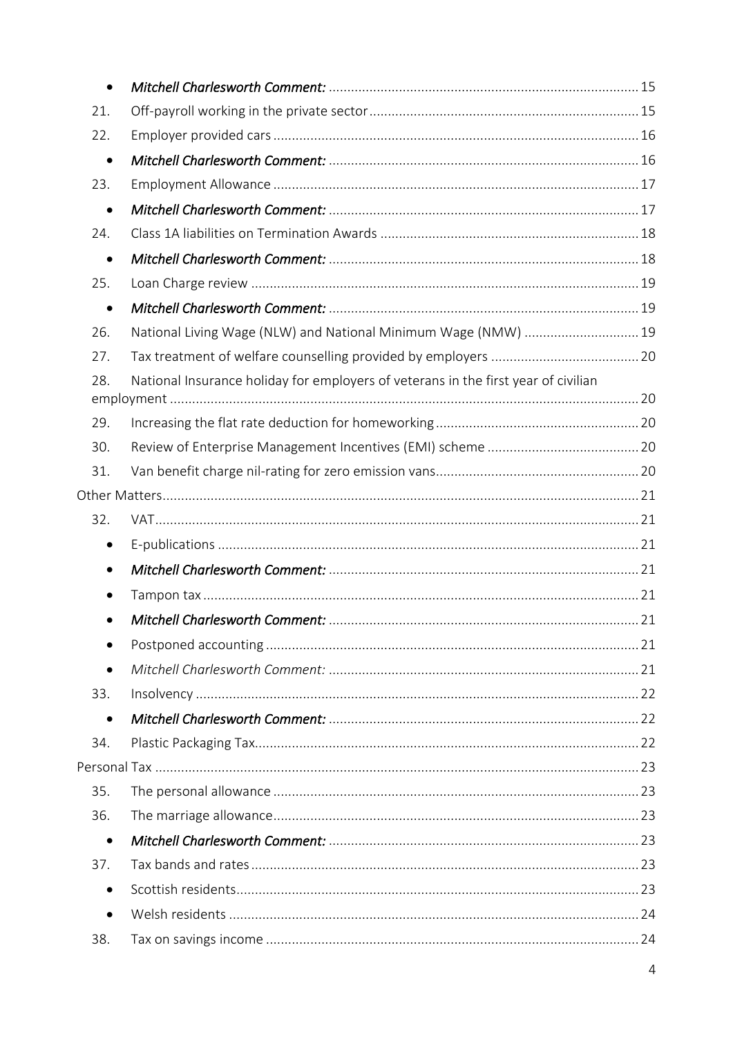- *Mitchell Charlesworth Comment:* ... 15

21. Off-payroll working in the private sector ... 15
22. Employer provided cars ... 16
    - *Mitchell Charlesworth Comment:* ... 16
23. Employment Allowance ... 17
    - *Mitchell Charlesworth Comment:* ... 17
24. Class 1A liabilities on Termination Awards ... 18
    - *Mitchell Charlesworth Comment:* ... 18
25. Loan Charge review ... 19
    - *Mitchell Charlesworth Comment:* ... 19
26. National Living Wage (NLW) and National Minimum Wage (NMW) ... 19
27. Tax treatment of welfare counselling provided by employers ... 20
28. National Insurance holiday for employers of veterans in the first year of civilian employment ... 20
29. Increasing the flat rate deduction for homeworking ... 20
30. Review of Enterprise Management Incentives (EMI) scheme ... 20
31. Van benefit charge nil-rating for zero emission vans ... 20

Other Matters ... 21

32. VAT ... 21
    - E-publications ... 21
    - *Mitchell Charlesworth Comment:* ... 21
    - Tampon tax ... 21
    - *Mitchell Charlesworth Comment:* ... 21
    - Postponed accounting ... 21
    - *Mitchell Charlesworth Comment:* ... 21
33. Insolvency ... 22
    - *Mitchell Charlesworth Comment:* ... 22
34. Plastic Packaging Tax ... 22

Personal Tax ... 23

35. The personal allowance ... 23
36. The marriage allowance ... 23
    - *Mitchell Charlesworth Comment:* ... 23
37. Tax bands and rates ... 23
    - Scottish residents ... 23
    - Welsh residents ... 24
38. Tax on savings income ... 24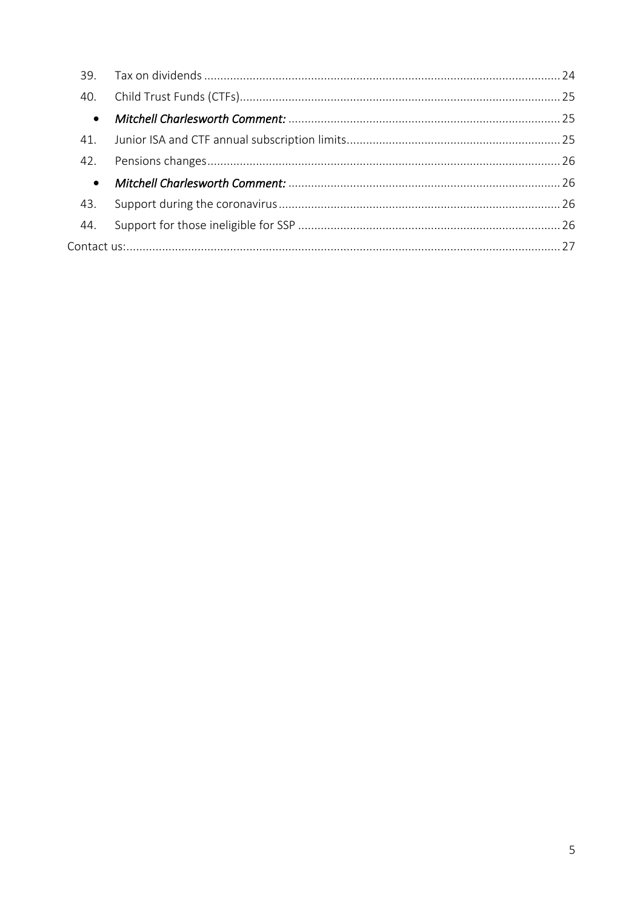39. Tax on dividends ........ 24
40. Child Trust Funds (CTFs) ........ 25
    - ***Mitchell Charlesworth Comment:*** ........ 25
41. Junior ISA and CTF annual subscription limits ........ 25
42. Pensions changes ........ 26
    - ***Mitchell Charlesworth Comment:*** ........ 26
43. Support during the coronavirus ........ 26
44. Support for those ineligible for SSP ........ 26

Contact us: ........ 27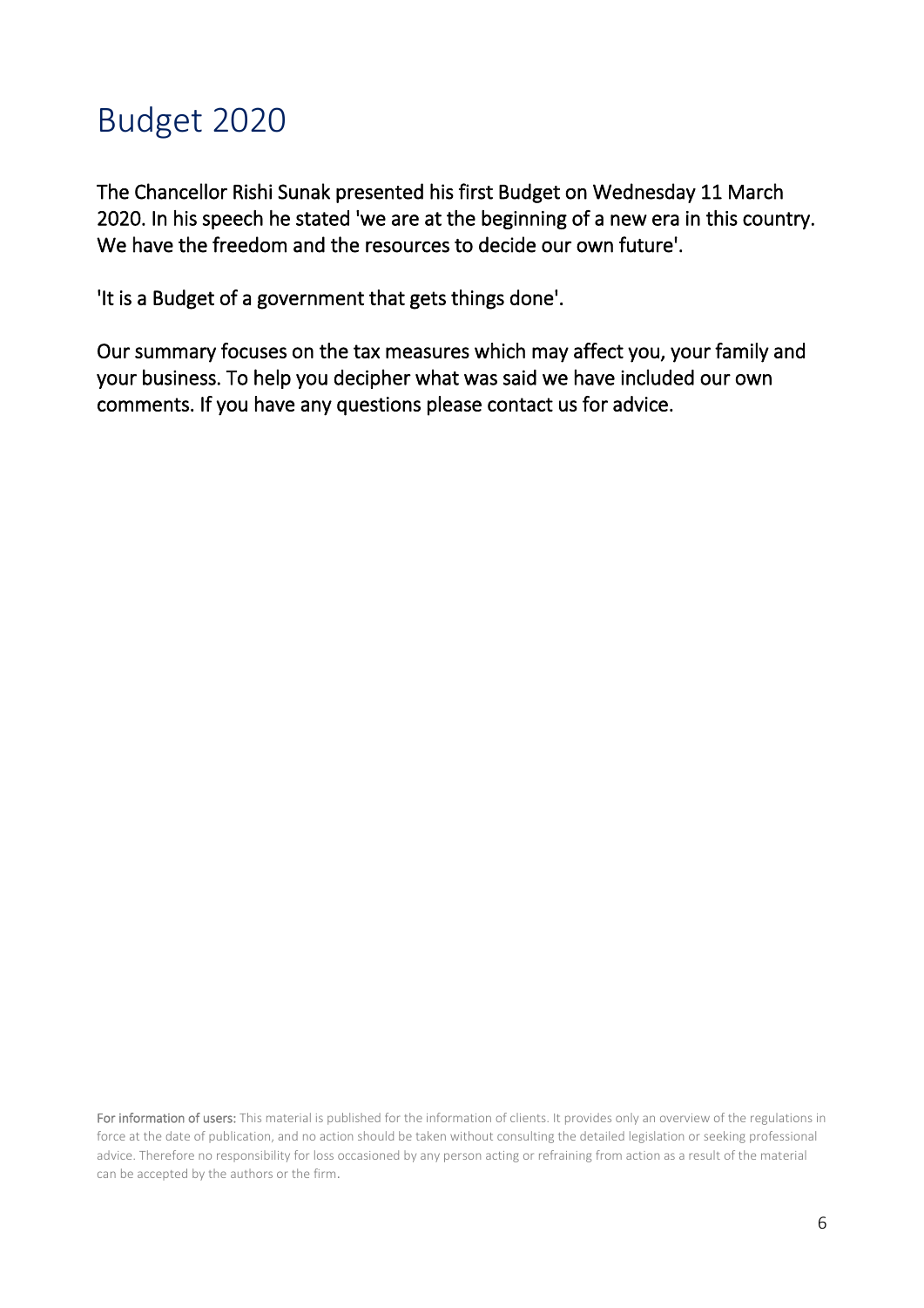# Budget 2020

The Chancellor Rishi Sunak presented his first Budget on Wednesday 11 March 2020. In his speech he stated 'we are at the beginning of a new era in this country. We have the freedom and the resources to decide our own future'.

'It is a Budget of a government that gets things done'.

Our summary focuses on the tax measures which may affect you, your family and your business. To help you decipher what was said we have included our own comments. If you have any questions please contact us for advice.

**For information of users:** This material is published for the information of clients. It provides only an overview of the regulations in force at the date of publication, and no action should be taken without consulting the detailed legislation or seeking professional advice. Therefore no responsibility for loss occasioned by any person acting or refraining from action as a result of the material can be accepted by the authors or the firm.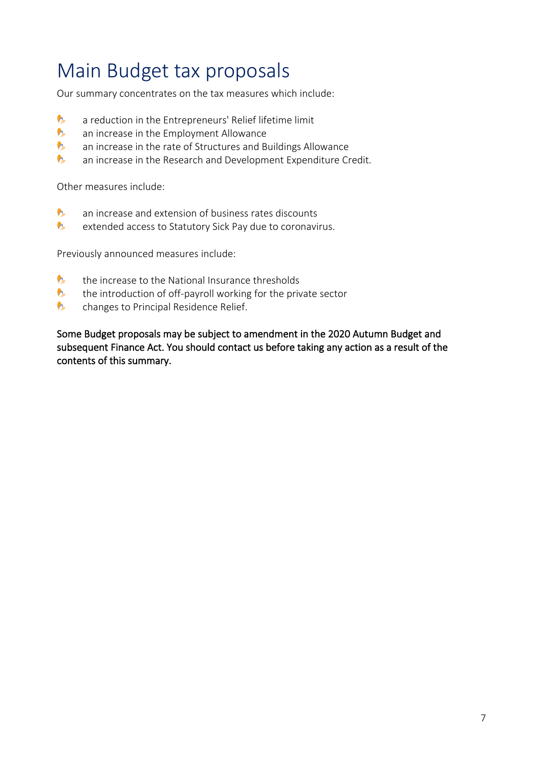# Main Budget tax proposals

Our summary concentrates on the tax measures which include:

- a reduction in the Entrepreneurs' Relief lifetime limit
- an increase in the Employment Allowance
- an increase in the rate of Structures and Buildings Allowance
- an increase in the Research and Development Expenditure Credit.

Other measures include:

- an increase and extension of business rates discounts
- extended access to Statutory Sick Pay due to coronavirus.

Previously announced measures include:

- the increase to the National Insurance thresholds
- the introduction of off-payroll working for the private sector
- changes to Principal Residence Relief.

Some Budget proposals may be subject to amendment in the 2020 Autumn Budget and subsequent Finance Act. You should contact us before taking any action as a result of the contents of this summary.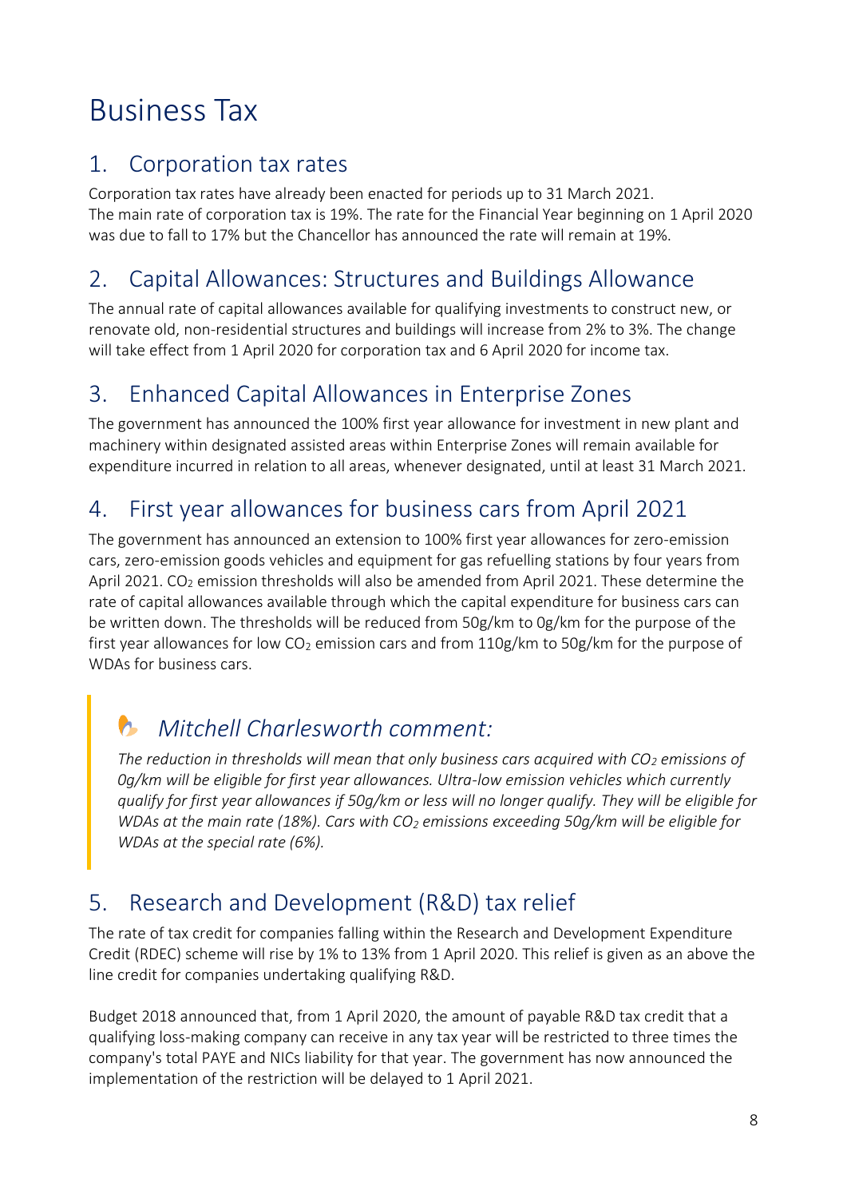# Business Tax

## 1. Corporation tax rates

Corporation tax rates have already been enacted for periods up to 31 March 2021.
The main rate of corporation tax is 19%. The rate for the Financial Year beginning on 1 April 2020 was due to fall to 17% but the Chancellor has announced the rate will remain at 19%.

## 2. Capital Allowances: Structures and Buildings Allowance

The annual rate of capital allowances available for qualifying investments to construct new, or renovate old, non-residential structures and buildings will increase from 2% to 3%. The change will take effect from 1 April 2020 for corporation tax and 6 April 2020 for income tax.

## 3. Enhanced Capital Allowances in Enterprise Zones

The government has announced the 100% first year allowance for investment in new plant and machinery within designated assisted areas within Enterprise Zones will remain available for expenditure incurred in relation to all areas, whenever designated, until at least 31 March 2021.

## 4. First year allowances for business cars from April 2021

The government has announced an extension to 100% first year allowances for zero-emission cars, zero-emission goods vehicles and equipment for gas refuelling stations by four years from April 2021. $CO_2$ emission thresholds will also be amended from April 2021. These determine the rate of capital allowances available through which the capital expenditure for business cars can be written down. The thresholds will be reduced from 50g/km to 0g/km for the purpose of the first year allowances for low $CO_2$ emission cars and from 110g/km to 50g/km for the purpose of WDAs for business cars.

> ### *Mitchell Charlesworth comment:*
>
> *The reduction in thresholds will mean that only business cars acquired with $CO_2$ emissions of 0g/km will be eligible for first year allowances. Ultra-low emission vehicles which currently qualify for first year allowances if 50g/km or less will no longer qualify. They will be eligible for WDAs at the main rate (18%). Cars with $CO_2$ emissions exceeding 50g/km will be eligible for WDAs at the special rate (6%).*

## 5. Research and Development (R&D) tax relief

The rate of tax credit for companies falling within the Research and Development Expenditure Credit (RDEC) scheme will rise by 1% to 13% from 1 April 2020. This relief is given as an above the line credit for companies undertaking qualifying R&D.

Budget 2018 announced that, from 1 April 2020, the amount of payable R&D tax credit that a qualifying loss-making company can receive in any tax year will be restricted to three times the company's total PAYE and NICs liability for that year. The government has now announced the implementation of the restriction will be delayed to 1 April 2021.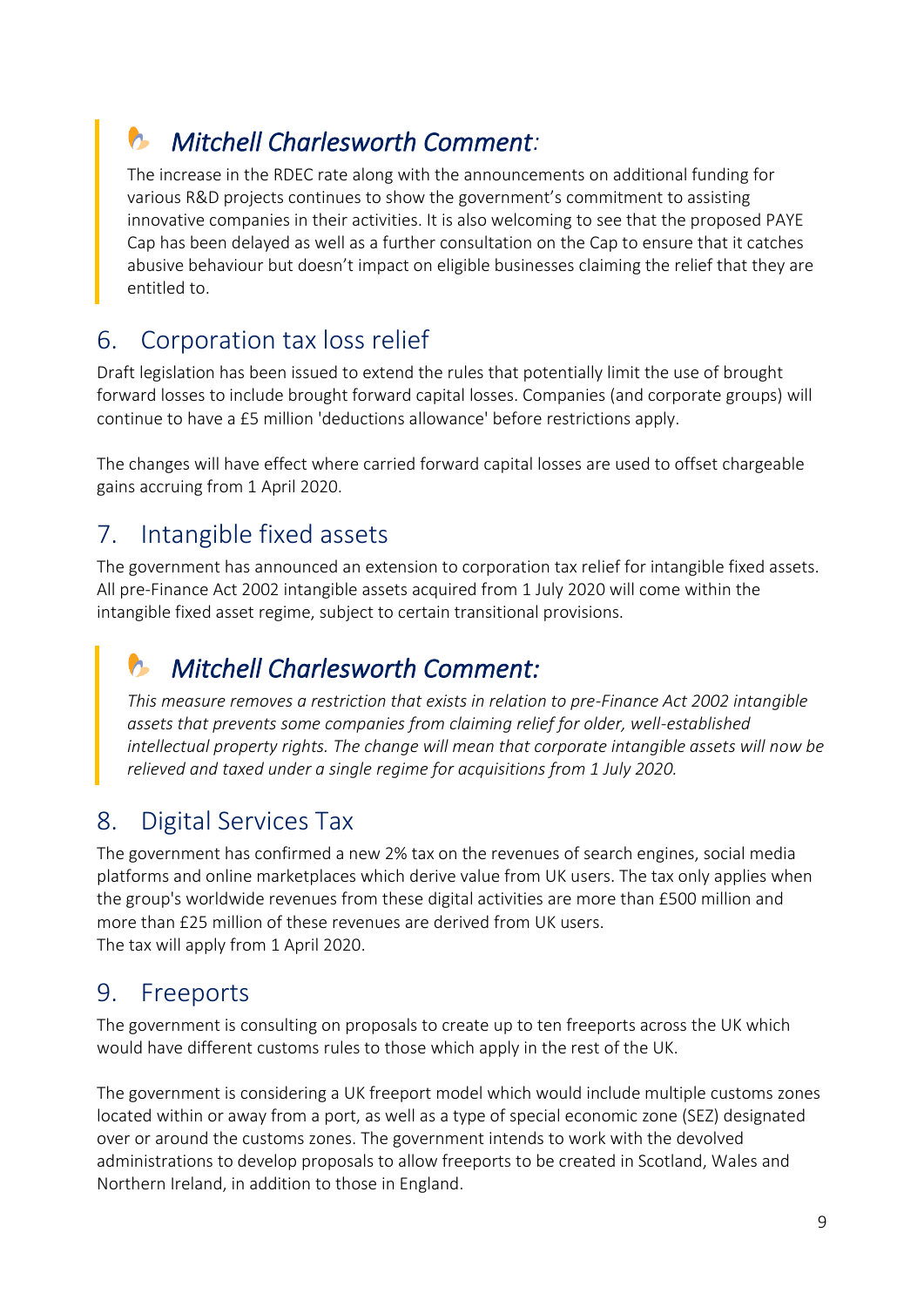### *Mitchell Charlesworth Comment:*

The increase in the RDEC rate along with the announcements on additional funding for various R&D projects continues to show the government's commitment to assisting innovative companies in their activities. It is also welcoming to see that the proposed PAYE Cap has been delayed as well as a further consultation on the Cap to ensure that it catches abusive behaviour but doesn't impact on eligible businesses claiming the relief that they are entitled to.

## 6. Corporation tax loss relief

Draft legislation has been issued to extend the rules that potentially limit the use of brought forward losses to include brought forward capital losses. Companies (and corporate groups) will continue to have a £5 million 'deductions allowance' before restrictions apply.

The changes will have effect where carried forward capital losses are used to offset chargeable gains accruing from 1 April 2020.

## 7. Intangible fixed assets

The government has announced an extension to corporation tax relief for intangible fixed assets. All pre-Finance Act 2002 intangible assets acquired from 1 July 2020 will come within the intangible fixed asset regime, subject to certain transitional provisions.

### *Mitchell Charlesworth Comment:*

*This measure removes a restriction that exists in relation to pre-Finance Act 2002 intangible assets that prevents some companies from claiming relief for older, well-established intellectual property rights. The change will mean that corporate intangible assets will now be relieved and taxed under a single regime for acquisitions from 1 July 2020.*

## 8. Digital Services Tax

The government has confirmed a new 2% tax on the revenues of search engines, social media platforms and online marketplaces which derive value from UK users. The tax only applies when the group's worldwide revenues from these digital activities are more than £500 million and more than £25 million of these revenues are derived from UK users.
The tax will apply from 1 April 2020.

## 9. Freeports

The government is consulting on proposals to create up to ten freeports across the UK which would have different customs rules to those which apply in the rest of the UK.

The government is considering a UK freeport model which would include multiple customs zones located within or away from a port, as well as a type of special economic zone (SEZ) designated over or around the customs zones. The government intends to work with the devolved administrations to develop proposals to allow freeports to be created in Scotland, Wales and Northern Ireland, in addition to those in England.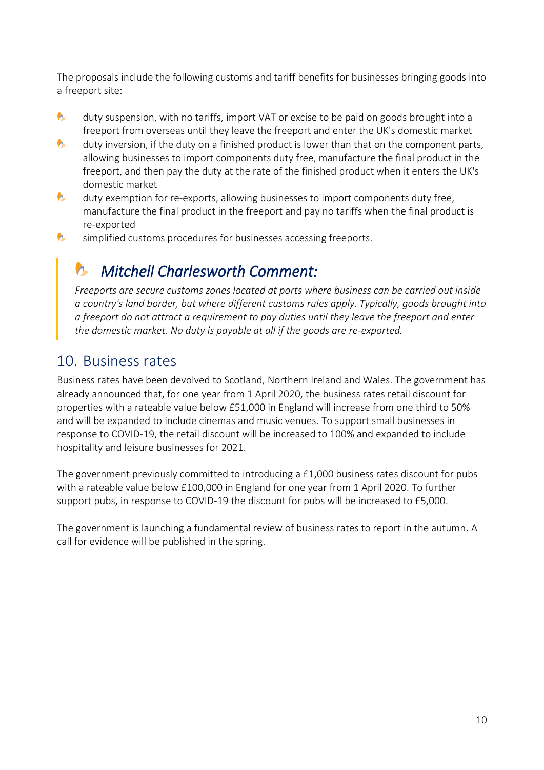The proposals include the following customs and tariff benefits for businesses bringing goods into a freeport site:

- duty suspension, with no tariffs, import VAT or excise to be paid on goods brought into a freeport from overseas until they leave the freeport and enter the UK's domestic market
- duty inversion, if the duty on a finished product is lower than that on the component parts, allowing businesses to import components duty free, manufacture the final product in the freeport, and then pay the duty at the rate of the finished product when it enters the UK's domestic market
- duty exemption for re-exports, allowing businesses to import components duty free, manufacture the final product in the freeport and pay no tariffs when the final product is re-exported
- simplified customs procedures for businesses accessing freeports.

> ### *Mitchell Charlesworth Comment:*
>
> *Freeports are secure customs zones located at ports where business can be carried out inside a country's land border, but where different customs rules apply. Typically, goods brought into a freeport do not attract a requirement to pay duties until they leave the freeport and enter the domestic market. No duty is payable at all if the goods are re-exported.*

## 10. Business rates

Business rates have been devolved to Scotland, Northern Ireland and Wales. The government has already announced that, for one year from 1 April 2020, the business rates retail discount for properties with a rateable value below £51,000 in England will increase from one third to 50% and will be expanded to include cinemas and music venues. To support small businesses in response to COVID-19, the retail discount will be increased to 100% and expanded to include hospitality and leisure businesses for 2021.

The government previously committed to introducing a £1,000 business rates discount for pubs with a rateable value below £100,000 in England for one year from 1 April 2020. To further support pubs, in response to COVID-19 the discount for pubs will be increased to £5,000.

The government is launching a fundamental review of business rates to report in the autumn. A call for evidence will be published in the spring.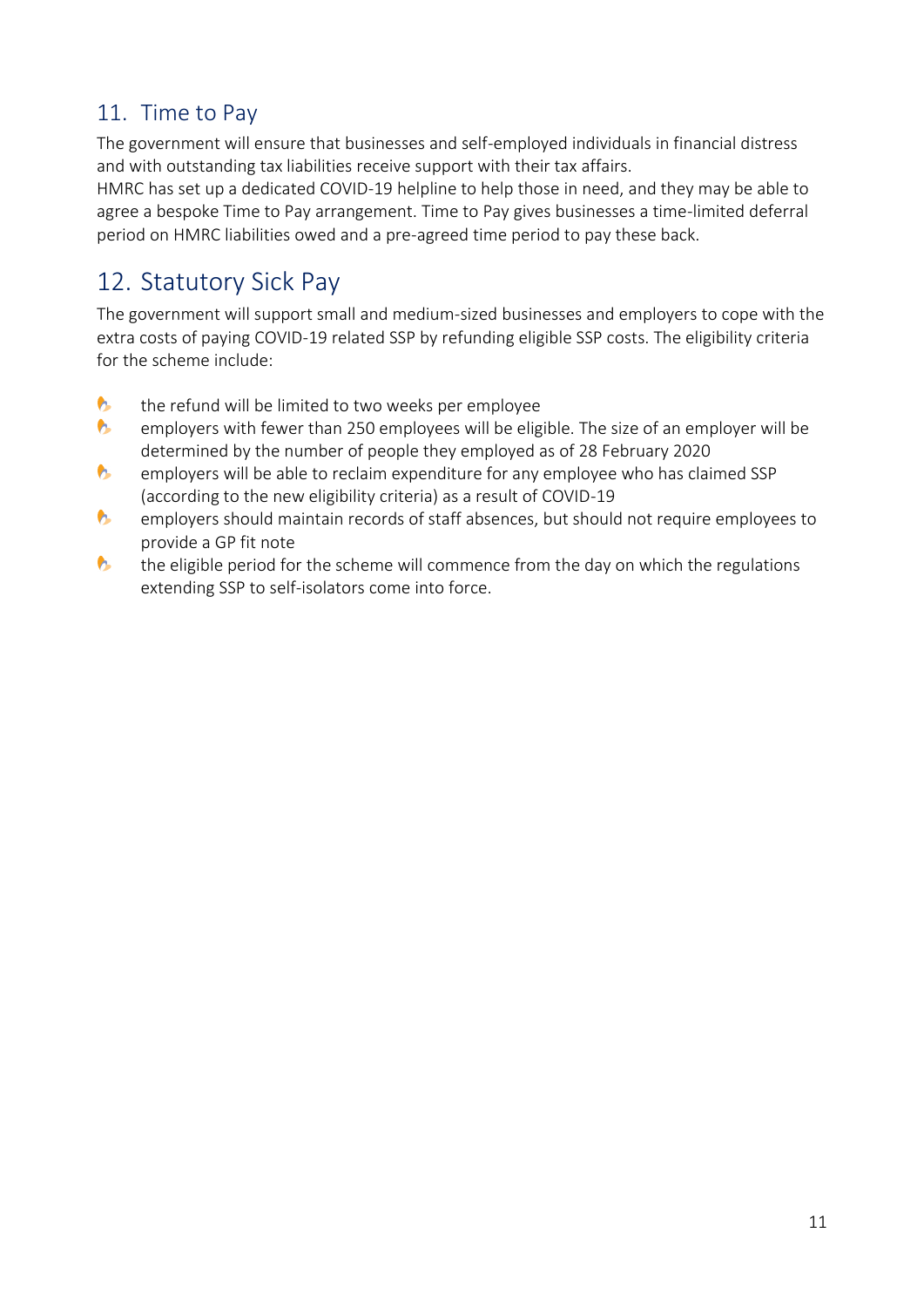## 11. Time to Pay

The government will ensure that businesses and self-employed individuals in financial distress and with outstanding tax liabilities receive support with their tax affairs.
HMRC has set up a dedicated COVID-19 helpline to help those in need, and they may be able to agree a bespoke Time to Pay arrangement. Time to Pay gives businesses a time-limited deferral period on HMRC liabilities owed and a pre-agreed time period to pay these back.

## 12. Statutory Sick Pay

The government will support small and medium-sized businesses and employers to cope with the extra costs of paying COVID-19 related SSP by refunding eligible SSP costs. The eligibility criteria for the scheme include:

- the refund will be limited to two weeks per employee
- employers with fewer than 250 employees will be eligible. The size of an employer will be determined by the number of people they employed as of 28 February 2020
- employers will be able to reclaim expenditure for any employee who has claimed SSP (according to the new eligibility criteria) as a result of COVID-19
- employers should maintain records of staff absences, but should not require employees to provide a GP fit note
- the eligible period for the scheme will commence from the day on which the regulations extending SSP to self-isolators come into force.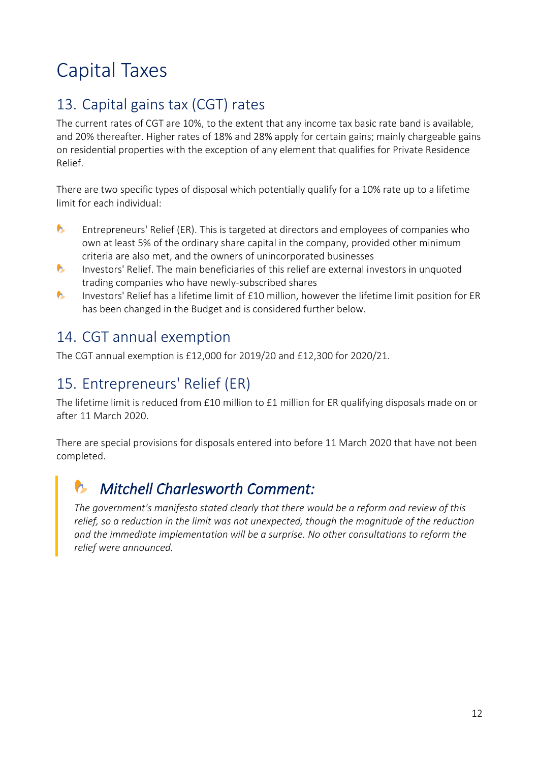# Capital Taxes

## 13. Capital gains tax (CGT) rates

The current rates of CGT are 10%, to the extent that any income tax basic rate band is available, and 20% thereafter. Higher rates of 18% and 28% apply for certain gains; mainly chargeable gains on residential properties with the exception of any element that qualifies for Private Residence Relief.

There are two specific types of disposal which potentially qualify for a 10% rate up to a lifetime limit for each individual:

- Entrepreneurs' Relief (ER). This is targeted at directors and employees of companies who own at least 5% of the ordinary share capital in the company, provided other minimum criteria are also met, and the owners of unincorporated businesses
- Investors' Relief. The main beneficiaries of this relief are external investors in unquoted trading companies who have newly-subscribed shares
- Investors' Relief has a lifetime limit of £10 million, however the lifetime limit position for ER has been changed in the Budget and is considered further below.

## 14. CGT annual exemption

The CGT annual exemption is £12,000 for 2019/20 and £12,300 for 2020/21.

## 15. Entrepreneurs' Relief (ER)

The lifetime limit is reduced from £10 million to £1 million for ER qualifying disposals made on or after 11 March 2020.

There are special provisions for disposals entered into before 11 March 2020 that have not been completed.

> ### *Mitchell Charlesworth Comment:*
>
> *The government's manifesto stated clearly that there would be a reform and review of this relief, so a reduction in the limit was not unexpected, though the magnitude of the reduction and the immediate implementation will be a surprise. No other consultations to reform the relief were announced.*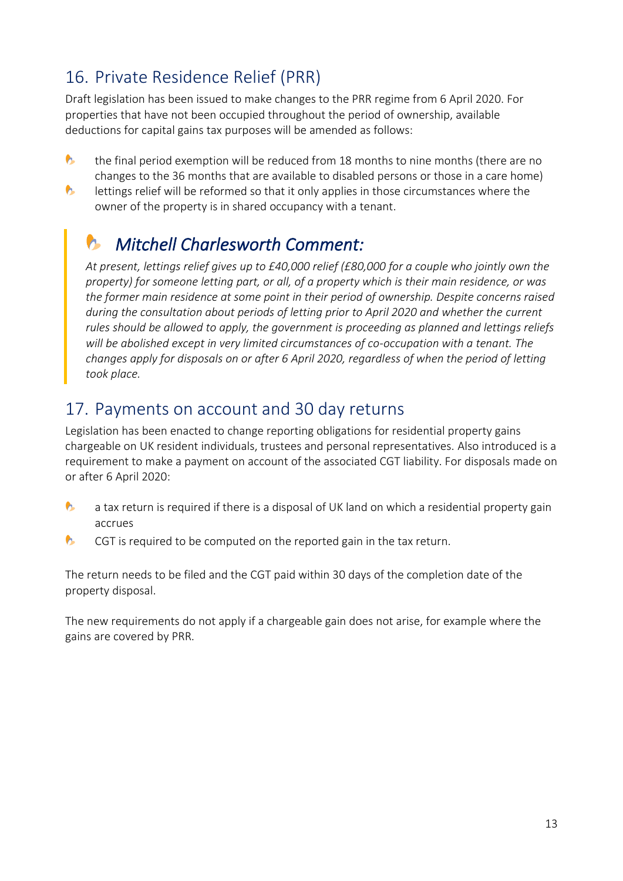## 16. Private Residence Relief (PRR)

Draft legislation has been issued to make changes to the PRR regime from 6 April 2020. For properties that have not been occupied throughout the period of ownership, available deductions for capital gains tax purposes will be amended as follows:

- the final period exemption will be reduced from 18 months to nine months (there are no changes to the 36 months that are available to disabled persons or those in a care home)
- lettings relief will be reformed so that it only applies in those circumstances where the owner of the property is in shared occupancy with a tenant.

> ### *Mitchell Charlesworth Comment:*
>
> *At present, lettings relief gives up to £40,000 relief (£80,000 for a couple who jointly own the property) for someone letting part, or all, of a property which is their main residence, or was the former main residence at some point in their period of ownership. Despite concerns raised during the consultation about periods of letting prior to April 2020 and whether the current rules should be allowed to apply, the government is proceeding as planned and lettings reliefs will be abolished except in very limited circumstances of co-occupation with a tenant. The changes apply for disposals on or after 6 April 2020, regardless of when the period of letting took place.*

## 17. Payments on account and 30 day returns

Legislation has been enacted to change reporting obligations for residential property gains chargeable on UK resident individuals, trustees and personal representatives. Also introduced is a requirement to make a payment on account of the associated CGT liability. For disposals made on or after 6 April 2020:

- a tax return is required if there is a disposal of UK land on which a residential property gain accrues
- CGT is required to be computed on the reported gain in the tax return.

The return needs to be filed and the CGT paid within 30 days of the completion date of the property disposal.

The new requirements do not apply if a chargeable gain does not arise, for example where the gains are covered by PRR.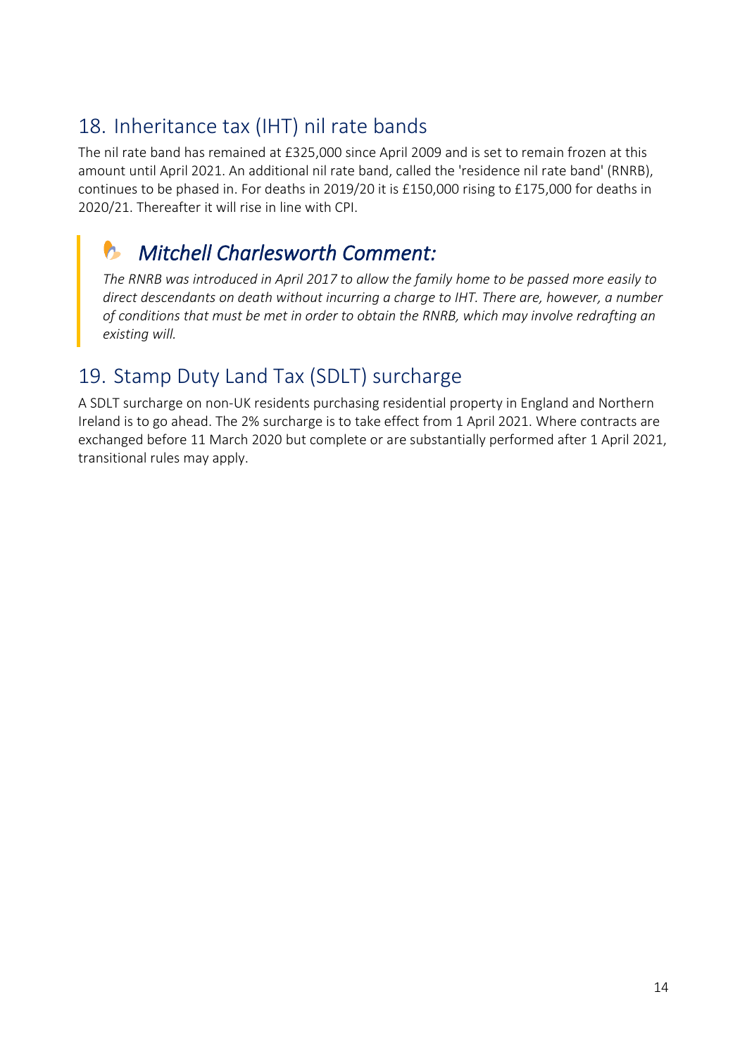## 18. Inheritance tax (IHT) nil rate bands

The nil rate band has remained at £325,000 since April 2009 and is set to remain frozen at this amount until April 2021. An additional nil rate band, called the 'residence nil rate band' (RNRB), continues to be phased in. For deaths in 2019/20 it is £150,000 rising to £175,000 for deaths in 2020/21. Thereafter it will rise in line with CPI.

> ### *Mitchell Charlesworth Comment:*
>
> *The RNRB was introduced in April 2017 to allow the family home to be passed more easily to direct descendants on death without incurring a charge to IHT. There are, however, a number of conditions that must be met in order to obtain the RNRB, which may involve redrafting an existing will.*

## 19. Stamp Duty Land Tax (SDLT) surcharge

A SDLT surcharge on non-UK residents purchasing residential property in England and Northern Ireland is to go ahead. The 2% surcharge is to take effect from 1 April 2021. Where contracts are exchanged before 11 March 2020 but complete or are substantially performed after 1 April 2021, transitional rules may apply.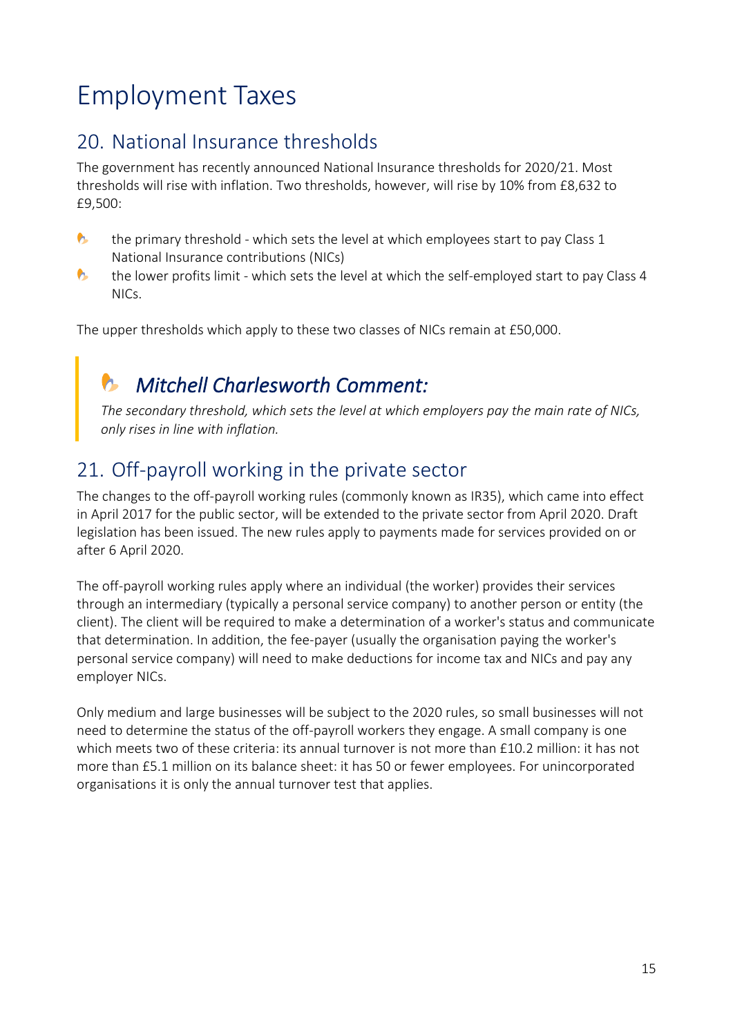# Employment Taxes

## 20. National Insurance thresholds

The government has recently announced National Insurance thresholds for 2020/21. Most thresholds will rise with inflation. Two thresholds, however, will rise by 10% from £8,632 to £9,500:

- the primary threshold - which sets the level at which employees start to pay Class 1 National Insurance contributions (NICs)
- the lower profits limit - which sets the level at which the self-employed start to pay Class 4 NICs.

The upper thresholds which apply to these two classes of NICs remain at £50,000.

> ### *Mitchell Charlesworth Comment:*
>
> *The secondary threshold, which sets the level at which employers pay the main rate of NICs, only rises in line with inflation.*

## 21. Off-payroll working in the private sector

The changes to the off-payroll working rules (commonly known as IR35), which came into effect in April 2017 for the public sector, will be extended to the private sector from April 2020. Draft legislation has been issued. The new rules apply to payments made for services provided on or after 6 April 2020.

The off-payroll working rules apply where an individual (the worker) provides their services through an intermediary (typically a personal service company) to another person or entity (the client). The client will be required to make a determination of a worker's status and communicate that determination. In addition, the fee-payer (usually the organisation paying the worker's personal service company) will need to make deductions for income tax and NICs and pay any employer NICs.

Only medium and large businesses will be subject to the 2020 rules, so small businesses will not need to determine the status of the off-payroll workers they engage. A small company is one which meets two of these criteria: its annual turnover is not more than £10.2 million: it has not more than £5.1 million on its balance sheet: it has 50 or fewer employees. For unincorporated organisations it is only the annual turnover test that applies.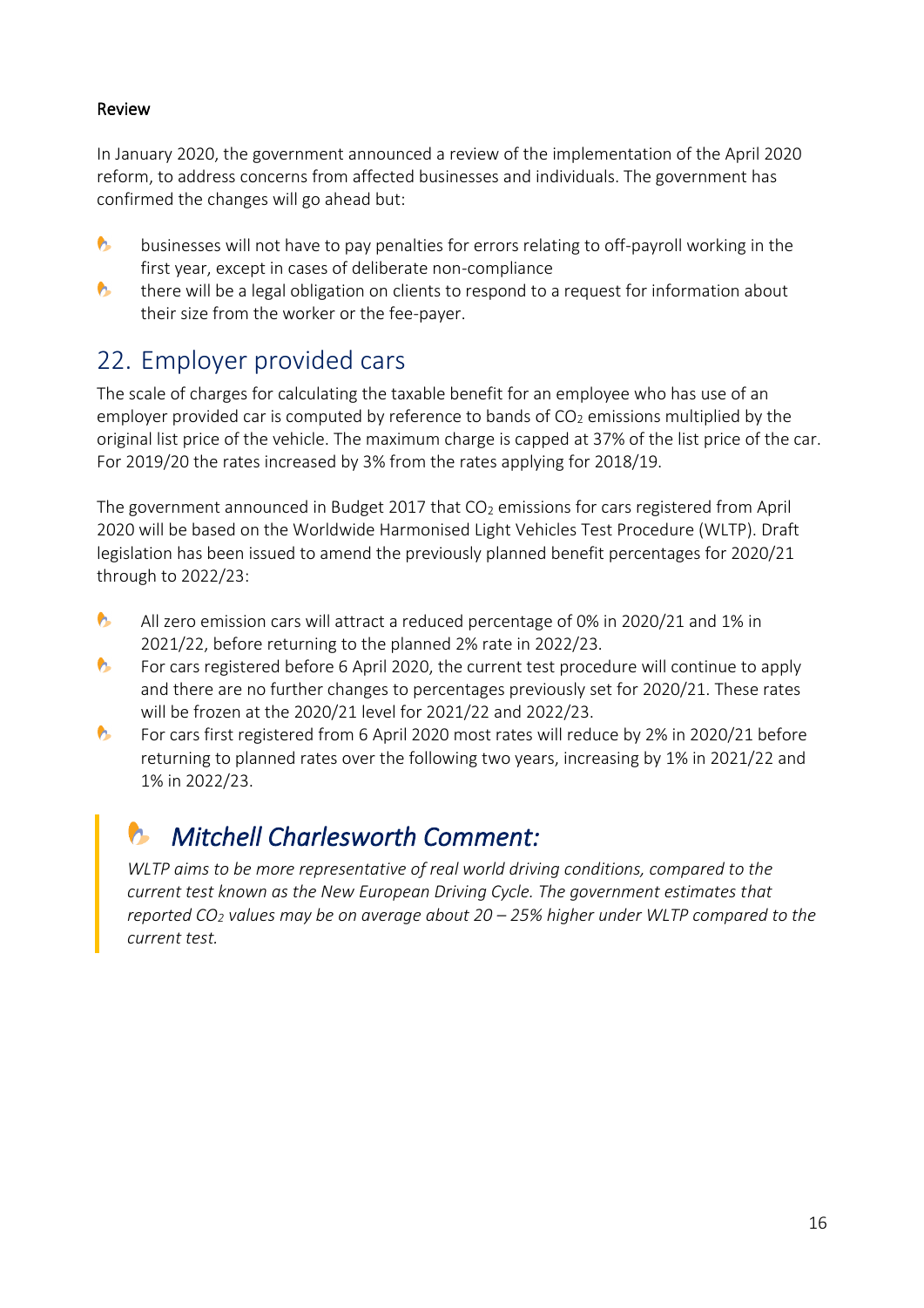### Review

In January 2020, the government announced a review of the implementation of the April 2020 reform, to address concerns from affected businesses and individuals. The government has confirmed the changes will go ahead but:

- businesses will not have to pay penalties for errors relating to off-payroll working in the first year, except in cases of deliberate non-compliance
- there will be a legal obligation on clients to respond to a request for information about their size from the worker or the fee-payer.

## 22. Employer provided cars

The scale of charges for calculating the taxable benefit for an employee who has use of an employer provided car is computed by reference to bands of $CO_2$ emissions multiplied by the original list price of the vehicle. The maximum charge is capped at 37% of the list price of the car. For 2019/20 the rates increased by 3% from the rates applying for 2018/19.

The government announced in Budget 2017 that $CO_2$ emissions for cars registered from April 2020 will be based on the Worldwide Harmonised Light Vehicles Test Procedure (WLTP). Draft legislation has been issued to amend the previously planned benefit percentages for 2020/21 through to 2022/23:

- All zero emission cars will attract a reduced percentage of 0% in 2020/21 and 1% in 2021/22, before returning to the planned 2% rate in 2022/23.
- For cars registered before 6 April 2020, the current test procedure will continue to apply and there are no further changes to percentages previously set for 2020/21. These rates will be frozen at the 2020/21 level for 2021/22 and 2022/23.
- For cars first registered from 6 April 2020 most rates will reduce by 2% in 2020/21 before returning to planned rates over the following two years, increasing by 1% in 2021/22 and 1% in 2022/23.

> ### *Mitchell Charlesworth Comment:*
>
> *WLTP aims to be more representative of real world driving conditions, compared to the current test known as the New European Driving Cycle. The government estimates that reported $CO_2$ values may be on average about 20 – 25% higher under WLTP compared to the current test.*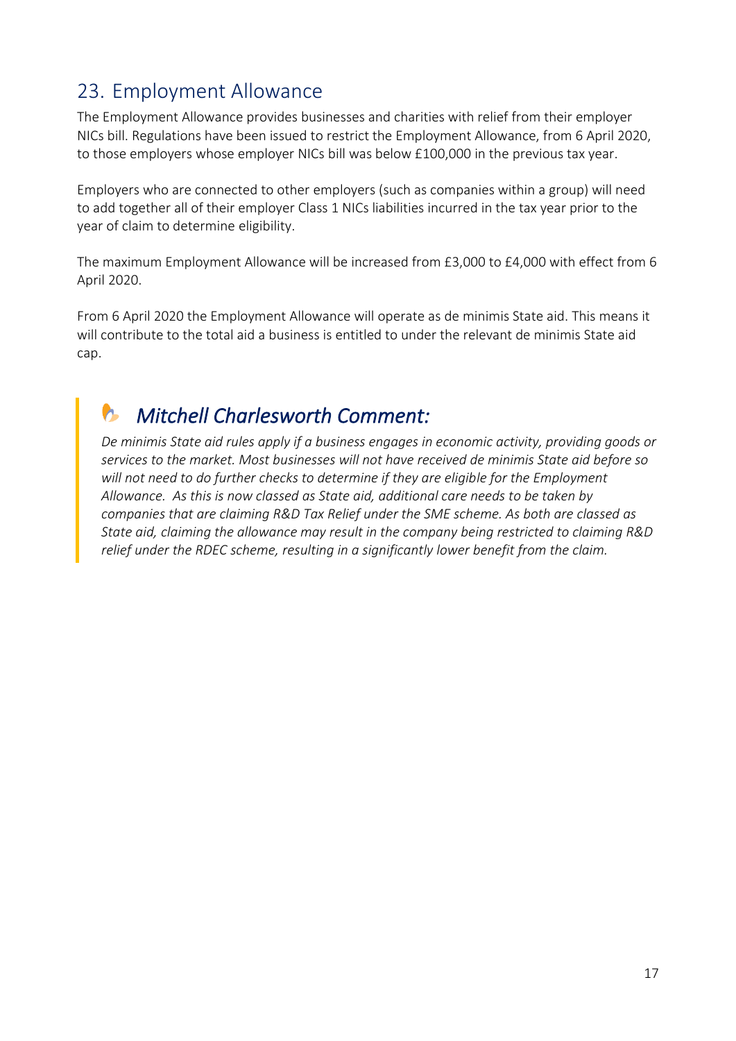## 23. Employment Allowance

The Employment Allowance provides businesses and charities with relief from their employer NICs bill. Regulations have been issued to restrict the Employment Allowance, from 6 April 2020, to those employers whose employer NICs bill was below £100,000 in the previous tax year.

Employers who are connected to other employers (such as companies within a group) will need to add together all of their employer Class 1 NICs liabilities incurred in the tax year prior to the year of claim to determine eligibility.

The maximum Employment Allowance will be increased from £3,000 to £4,000 with effect from 6 April 2020.

From 6 April 2020 the Employment Allowance will operate as de minimis State aid. This means it will contribute to the total aid a business is entitled to under the relevant de minimis State aid cap.

> ### *Mitchell Charlesworth Comment:*
>
> *De minimis State aid rules apply if a business engages in economic activity, providing goods or services to the market. Most businesses will not have received de minimis State aid before so will not need to do further checks to determine if they are eligible for the Employment Allowance. As this is now classed as State aid, additional care needs to be taken by companies that are claiming R&D Tax Relief under the SME scheme. As both are classed as State aid, claiming the allowance may result in the company being restricted to claiming R&D relief under the RDEC scheme, resulting in a significantly lower benefit from the claim.*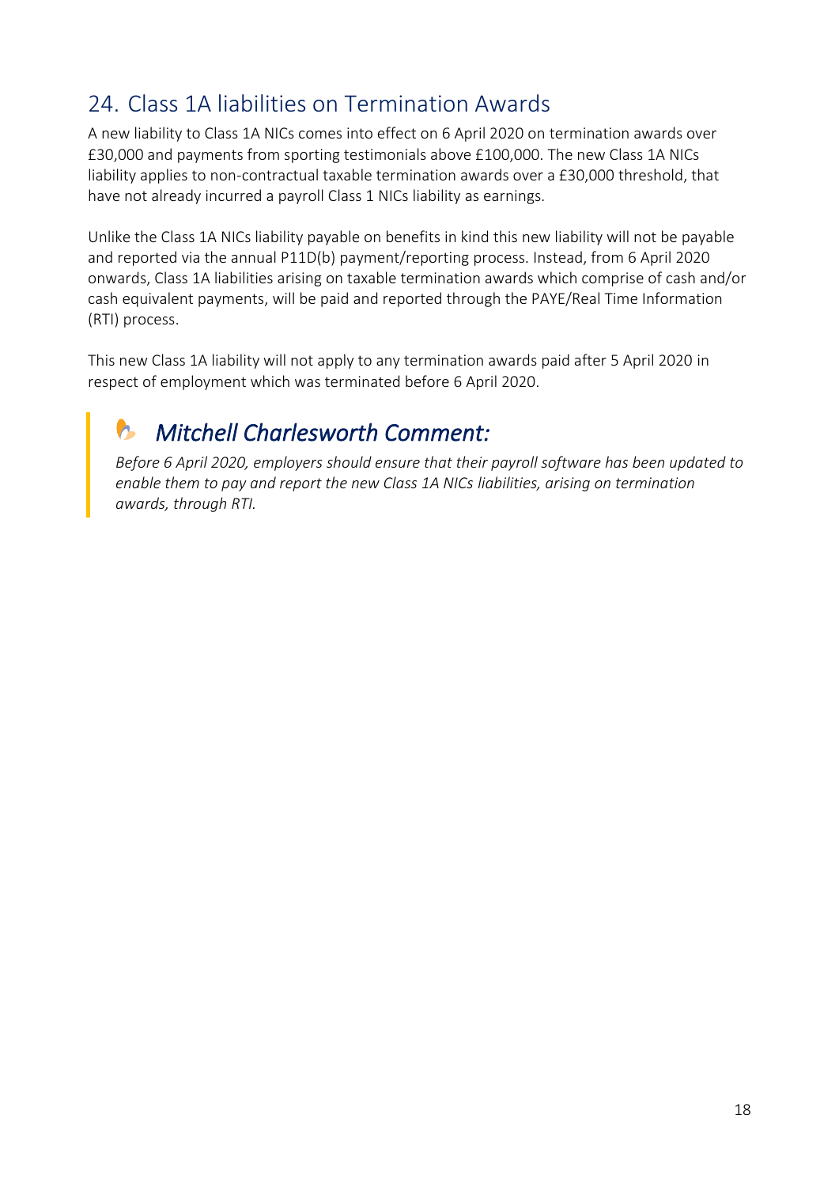## 24. Class 1A liabilities on Termination Awards

A new liability to Class 1A NICs comes into effect on 6 April 2020 on termination awards over £30,000 and payments from sporting testimonials above £100,000. The new Class 1A NICs liability applies to non-contractual taxable termination awards over a £30,000 threshold, that have not already incurred a payroll Class 1 NICs liability as earnings.

Unlike the Class 1A NICs liability payable on benefits in kind this new liability will not be payable and reported via the annual P11D(b) payment/reporting process. Instead, from 6 April 2020 onwards, Class 1A liabilities arising on taxable termination awards which comprise of cash and/or cash equivalent payments, will be paid and reported through the PAYE/Real Time Information (RTI) process.

This new Class 1A liability will not apply to any termination awards paid after 5 April 2020 in respect of employment which was terminated before 6 April 2020.

> ### *Mitchell Charlesworth Comment:*
>
> *Before 6 April 2020, employers should ensure that their payroll software has been updated to enable them to pay and report the new Class 1A NICs liabilities, arising on termination awards, through RTI.*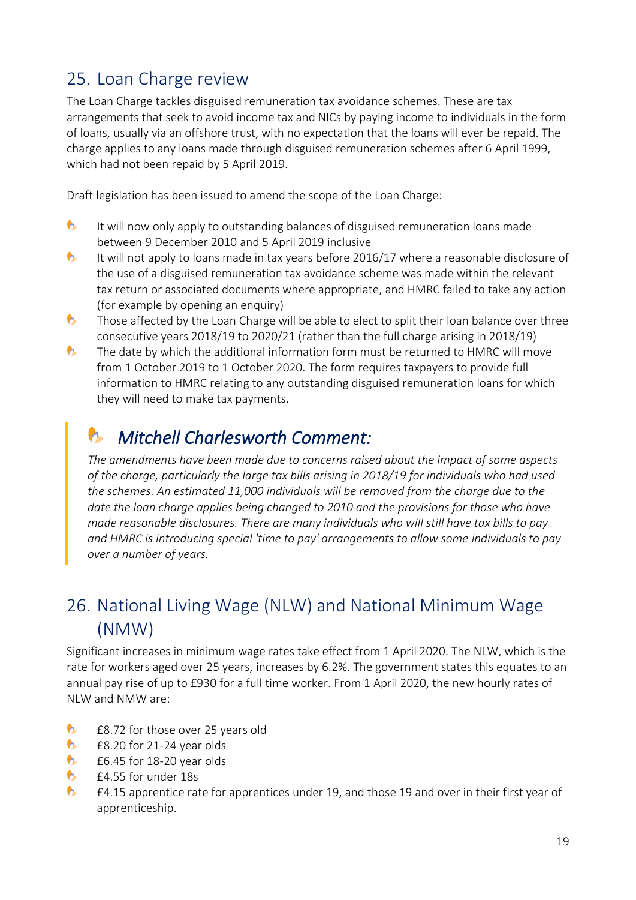## 25. Loan Charge review

The Loan Charge tackles disguised remuneration tax avoidance schemes. These are tax arrangements that seek to avoid income tax and NICs by paying income to individuals in the form of loans, usually via an offshore trust, with no expectation that the loans will ever be repaid. The charge applies to any loans made through disguised remuneration schemes after 6 April 1999, which had not been repaid by 5 April 2019.

Draft legislation has been issued to amend the scope of the Loan Charge:

- It will now only apply to outstanding balances of disguised remuneration loans made between 9 December 2010 and 5 April 2019 inclusive
- It will not apply to loans made in tax years before 2016/17 where a reasonable disclosure of the use of a disguised remuneration tax avoidance scheme was made within the relevant tax return or associated documents where appropriate, and HMRC failed to take any action (for example by opening an enquiry)
- Those affected by the Loan Charge will be able to elect to split their loan balance over three consecutive years 2018/19 to 2020/21 (rather than the full charge arising in 2018/19)
- The date by which the additional information form must be returned to HMRC will move from 1 October 2019 to 1 October 2020. The form requires taxpayers to provide full information to HMRC relating to any outstanding disguised remuneration loans for which they will need to make tax payments.

> ### *Mitchell Charlesworth Comment:*
>
> *The amendments have been made due to concerns raised about the impact of some aspects of the charge, particularly the large tax bills arising in 2018/19 for individuals who had used the schemes. An estimated 11,000 individuals will be removed from the charge due to the date the loan charge applies being changed to 2010 and the provisions for those who have made reasonable disclosures. There are many individuals who will still have tax bills to pay and HMRC is introducing special 'time to pay' arrangements to allow some individuals to pay over a number of years.*

## 26. National Living Wage (NLW) and National Minimum Wage (NMW)

Significant increases in minimum wage rates take effect from 1 April 2020. The NLW, which is the rate for workers aged over 25 years, increases by 6.2%. The government states this equates to an annual pay rise of up to £930 for a full time worker. From 1 April 2020, the new hourly rates of NLW and NMW are:

- £8.72 for those over 25 years old
- £8.20 for 21-24 year olds
- £6.45 for 18-20 year olds
- £4.55 for under 18s
- £4.15 apprentice rate for apprentices under 19, and those 19 and over in their first year of apprenticeship.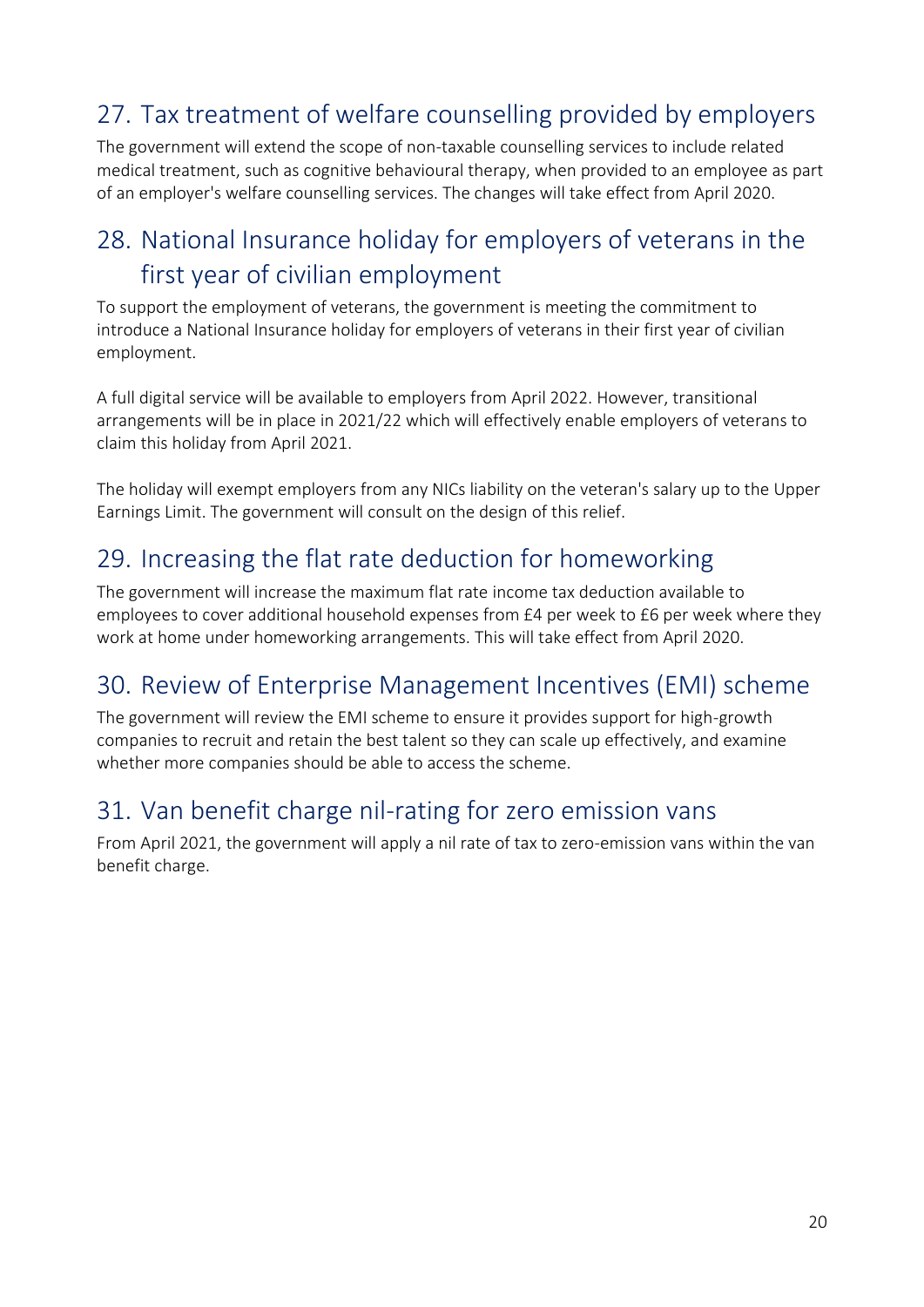## 27. Tax treatment of welfare counselling provided by employers

The government will extend the scope of non-taxable counselling services to include related medical treatment, such as cognitive behavioural therapy, when provided to an employee as part of an employer's welfare counselling services. The changes will take effect from April 2020.

## 28. National Insurance holiday for employers of veterans in the first year of civilian employment

To support the employment of veterans, the government is meeting the commitment to introduce a National Insurance holiday for employers of veterans in their first year of civilian employment.

A full digital service will be available to employers from April 2022. However, transitional arrangements will be in place in 2021/22 which will effectively enable employers of veterans to claim this holiday from April 2021.

The holiday will exempt employers from any NICs liability on the veteran's salary up to the Upper Earnings Limit. The government will consult on the design of this relief.

## 29. Increasing the flat rate deduction for homeworking

The government will increase the maximum flat rate income tax deduction available to employees to cover additional household expenses from £4 per week to £6 per week where they work at home under homeworking arrangements. This will take effect from April 2020.

## 30. Review of Enterprise Management Incentives (EMI) scheme

The government will review the EMI scheme to ensure it provides support for high-growth companies to recruit and retain the best talent so they can scale up effectively, and examine whether more companies should be able to access the scheme.

## 31. Van benefit charge nil-rating for zero emission vans

From April 2021, the government will apply a nil rate of tax to zero-emission vans within the van benefit charge.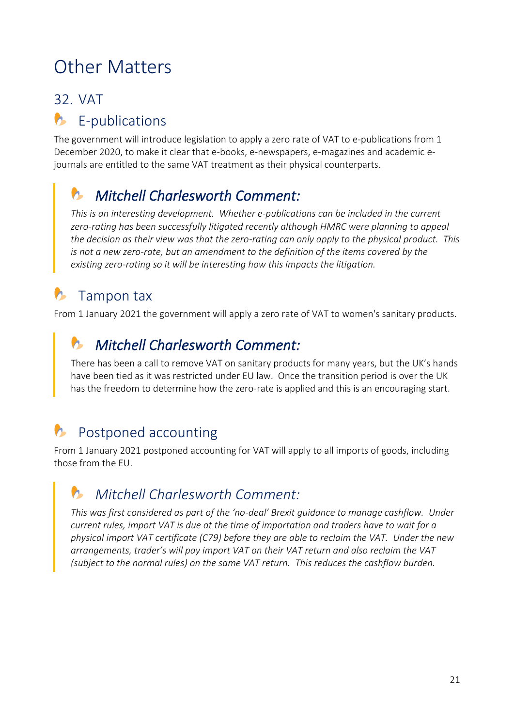# Other Matters

## 32. VAT

### E-publications

The government will introduce legislation to apply a zero rate of VAT to e-publications from 1 December 2020, to make it clear that e-books, e-newspapers, e-magazines and academic e-journals are entitled to the same VAT treatment as their physical counterparts.

> ### *Mitchell Charlesworth Comment:*
>
> *This is an interesting development. Whether e-publications can be included in the current zero-rating has been successfully litigated recently although HMRC were planning to appeal the decision as their view was that the zero-rating can only apply to the physical product. This is not a new zero-rate, but an amendment to the definition of the items covered by the existing zero-rating so it will be interesting how this impacts the litigation.*

### Tampon tax

From 1 January 2021 the government will apply a zero rate of VAT to women's sanitary products.

> ### *Mitchell Charlesworth Comment:*
>
> There has been a call to remove VAT on sanitary products for many years, but the UK's hands have been tied as it was restricted under EU law. Once the transition period is over the UK has the freedom to determine how the zero-rate is applied and this is an encouraging start.

### Postponed accounting

From 1 January 2021 postponed accounting for VAT will apply to all imports of goods, including those from the EU.

> ### *Mitchell Charlesworth Comment:*
>
> *This was first considered as part of the 'no-deal' Brexit guidance to manage cashflow. Under current rules, import VAT is due at the time of importation and traders have to wait for a physical import VAT certificate (C79) before they are able to reclaim the VAT. Under the new arrangements, trader's will pay import VAT on their VAT return and also reclaim the VAT (subject to the normal rules) on the same VAT return. This reduces the cashflow burden.*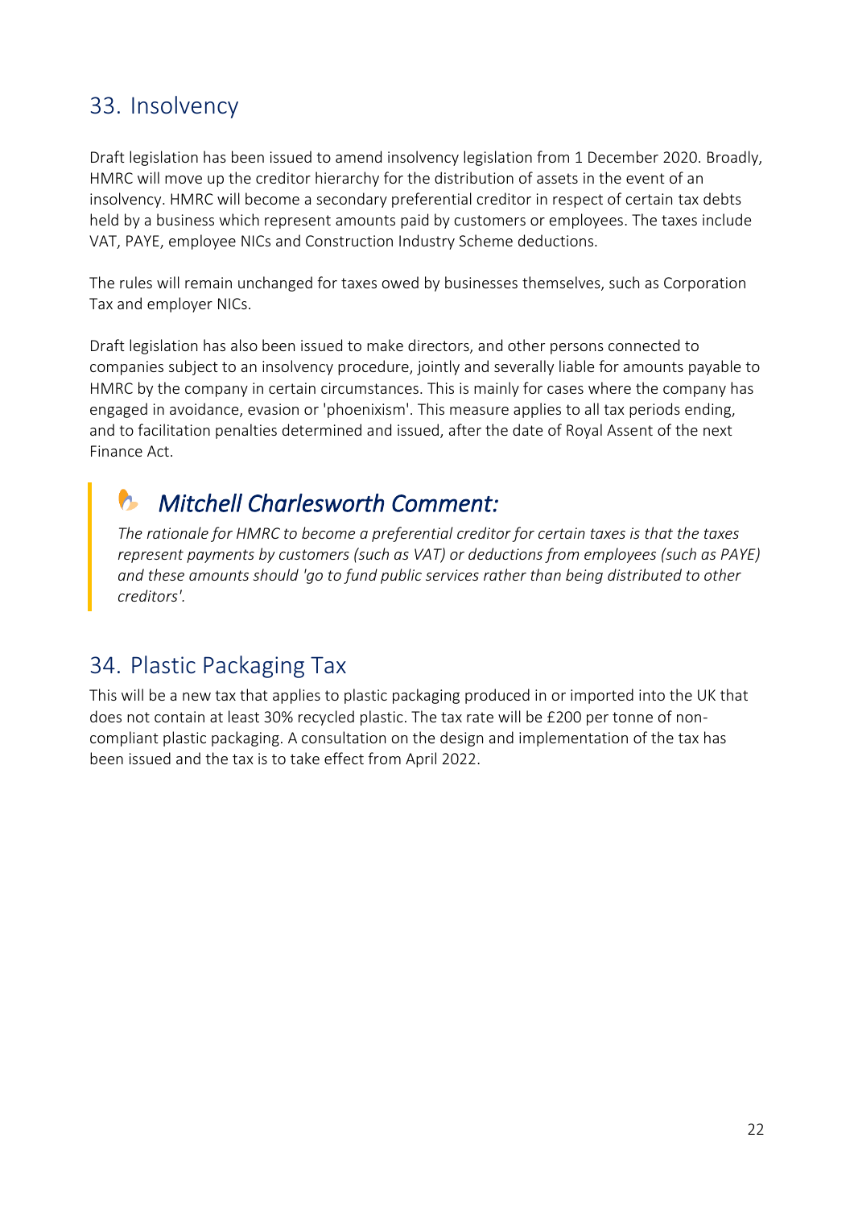## 33. Insolvency

Draft legislation has been issued to amend insolvency legislation from 1 December 2020. Broadly, HMRC will move up the creditor hierarchy for the distribution of assets in the event of an insolvency. HMRC will become a secondary preferential creditor in respect of certain tax debts held by a business which represent amounts paid by customers or employees. The taxes include VAT, PAYE, employee NICs and Construction Industry Scheme deductions.

The rules will remain unchanged for taxes owed by businesses themselves, such as Corporation Tax and employer NICs.

Draft legislation has also been issued to make directors, and other persons connected to companies subject to an insolvency procedure, jointly and severally liable for amounts payable to HMRC by the company in certain circumstances. This is mainly for cases where the company has engaged in avoidance, evasion or 'phoenixism'. This measure applies to all tax periods ending, and to facilitation penalties determined and issued, after the date of Royal Assent of the next Finance Act.

> ### *Mitchell Charlesworth Comment:*
>
> *The rationale for HMRC to become a preferential creditor for certain taxes is that the taxes represent payments by customers (such as VAT) or deductions from employees (such as PAYE) and these amounts should 'go to fund public services rather than being distributed to other creditors'.*

## 34. Plastic Packaging Tax

This will be a new tax that applies to plastic packaging produced in or imported into the UK that does not contain at least 30% recycled plastic. The tax rate will be £200 per tonne of non-compliant plastic packaging. A consultation on the design and implementation of the tax has been issued and the tax is to take effect from April 2022.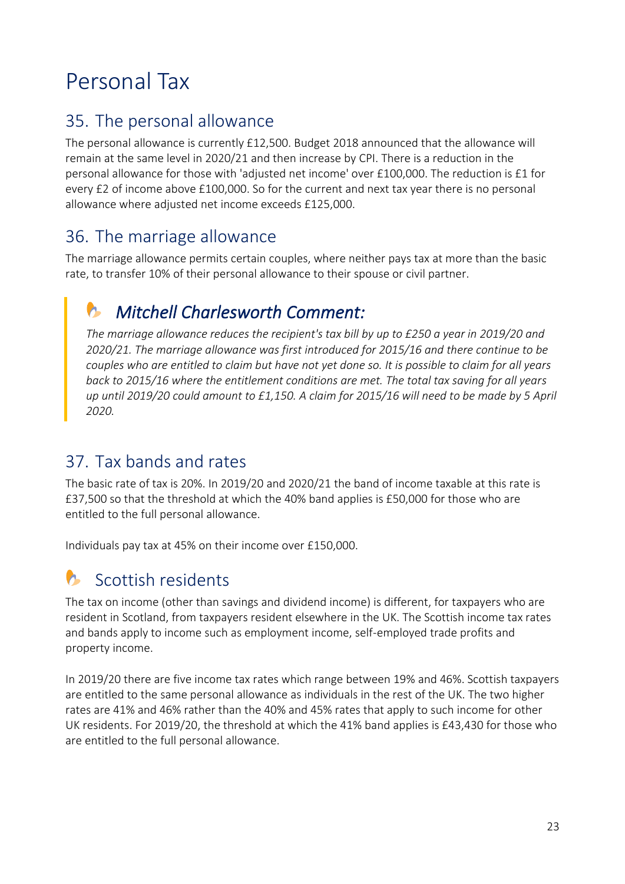# Personal Tax

## 35. The personal allowance

The personal allowance is currently £12,500. Budget 2018 announced that the allowance will remain at the same level in 2020/21 and then increase by CPI. There is a reduction in the personal allowance for those with 'adjusted net income' over £100,000. The reduction is £1 for every £2 of income above £100,000. So for the current and next tax year there is no personal allowance where adjusted net income exceeds £125,000.

## 36. The marriage allowance

The marriage allowance permits certain couples, where neither pays tax at more than the basic rate, to transfer 10% of their personal allowance to their spouse or civil partner.

> ### *Mitchell Charlesworth Comment:*
>
> *The marriage allowance reduces the recipient's tax bill by up to £250 a year in 2019/20 and 2020/21. The marriage allowance was first introduced for 2015/16 and there continue to be couples who are entitled to claim but have not yet done so. It is possible to claim for all years back to 2015/16 where the entitlement conditions are met. The total tax saving for all years up until 2019/20 could amount to £1,150. A claim for 2015/16 will need to be made by 5 April 2020.*

## 37. Tax bands and rates

The basic rate of tax is 20%. In 2019/20 and 2020/21 the band of income taxable at this rate is £37,500 so that the threshold at which the 40% band applies is £50,000 for those who are entitled to the full personal allowance.

Individuals pay tax at 45% on their income over £150,000.

### Scottish residents

The tax on income (other than savings and dividend income) is different, for taxpayers who are resident in Scotland, from taxpayers resident elsewhere in the UK. The Scottish income tax rates and bands apply to income such as employment income, self-employed trade profits and property income.

In 2019/20 there are five income tax rates which range between 19% and 46%. Scottish taxpayers are entitled to the same personal allowance as individuals in the rest of the UK. The two higher rates are 41% and 46% rather than the 40% and 45% rates that apply to such income for other UK residents. For 2019/20, the threshold at which the 41% band applies is £43,430 for those who are entitled to the full personal allowance.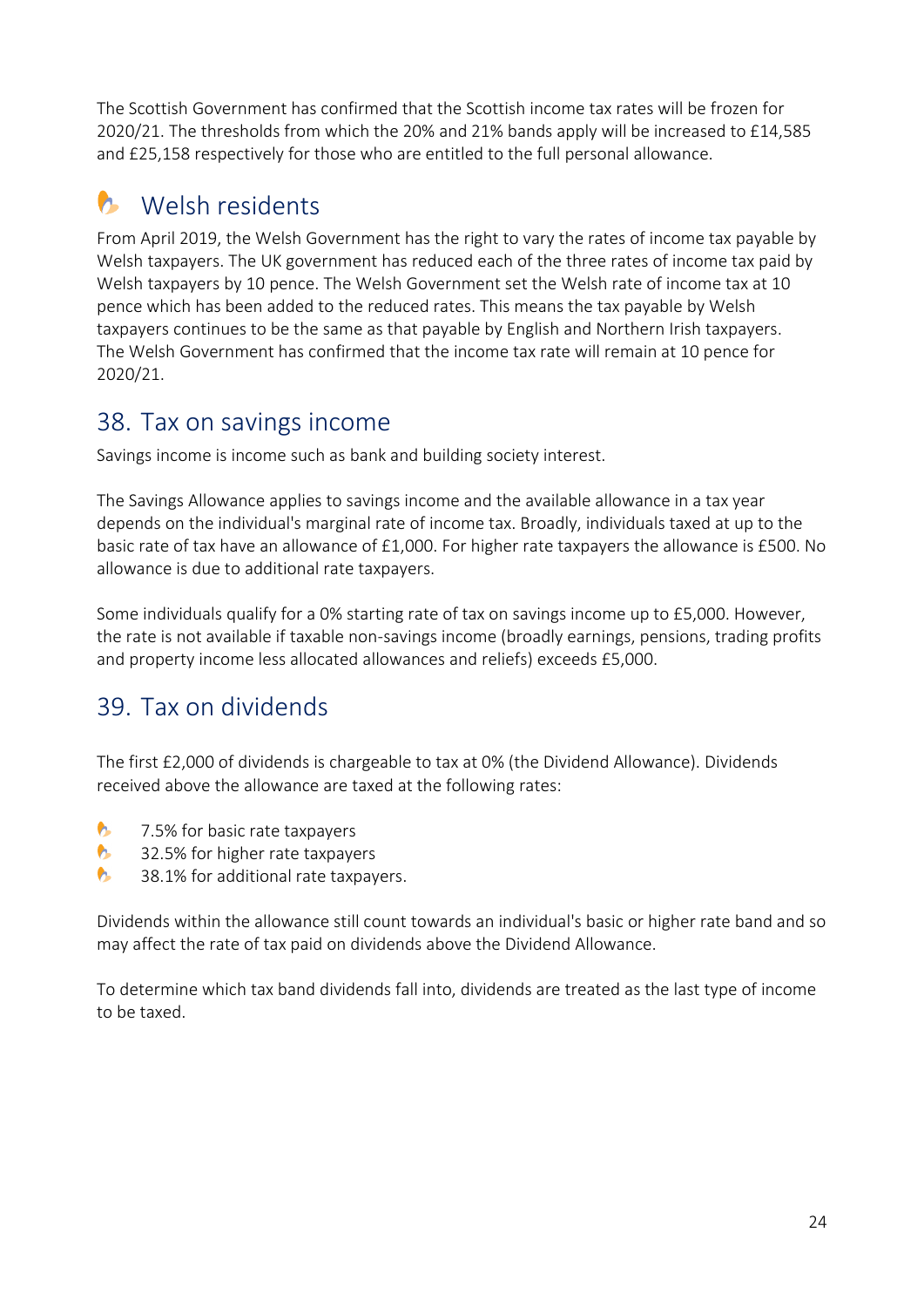The Scottish Government has confirmed that the Scottish income tax rates will be frozen for 2020/21. The thresholds from which the 20% and 21% bands apply will be increased to £14,585 and £25,158 respectively for those who are entitled to the full personal allowance.

### Welsh residents

From April 2019, the Welsh Government has the right to vary the rates of income tax payable by Welsh taxpayers. The UK government has reduced each of the three rates of income tax paid by Welsh taxpayers by 10 pence. The Welsh Government set the Welsh rate of income tax at 10 pence which has been added to the reduced rates. This means the tax payable by Welsh taxpayers continues to be the same as that payable by English and Northern Irish taxpayers. The Welsh Government has confirmed that the income tax rate will remain at 10 pence for 2020/21.

## 38. Tax on savings income

Savings income is income such as bank and building society interest.

The Savings Allowance applies to savings income and the available allowance in a tax year depends on the individual's marginal rate of income tax. Broadly, individuals taxed at up to the basic rate of tax have an allowance of £1,000. For higher rate taxpayers the allowance is £500. No allowance is due to additional rate taxpayers.

Some individuals qualify for a 0% starting rate of tax on savings income up to £5,000. However, the rate is not available if taxable non-savings income (broadly earnings, pensions, trading profits and property income less allocated allowances and reliefs) exceeds £5,000.

## 39. Tax on dividends

The first £2,000 of dividends is chargeable to tax at 0% (the Dividend Allowance). Dividends received above the allowance are taxed at the following rates:

- 7.5% for basic rate taxpayers
- 32.5% for higher rate taxpayers
- 38.1% for additional rate taxpayers.

Dividends within the allowance still count towards an individual's basic or higher rate band and so may affect the rate of tax paid on dividends above the Dividend Allowance.

To determine which tax band dividends fall into, dividends are treated as the last type of income to be taxed.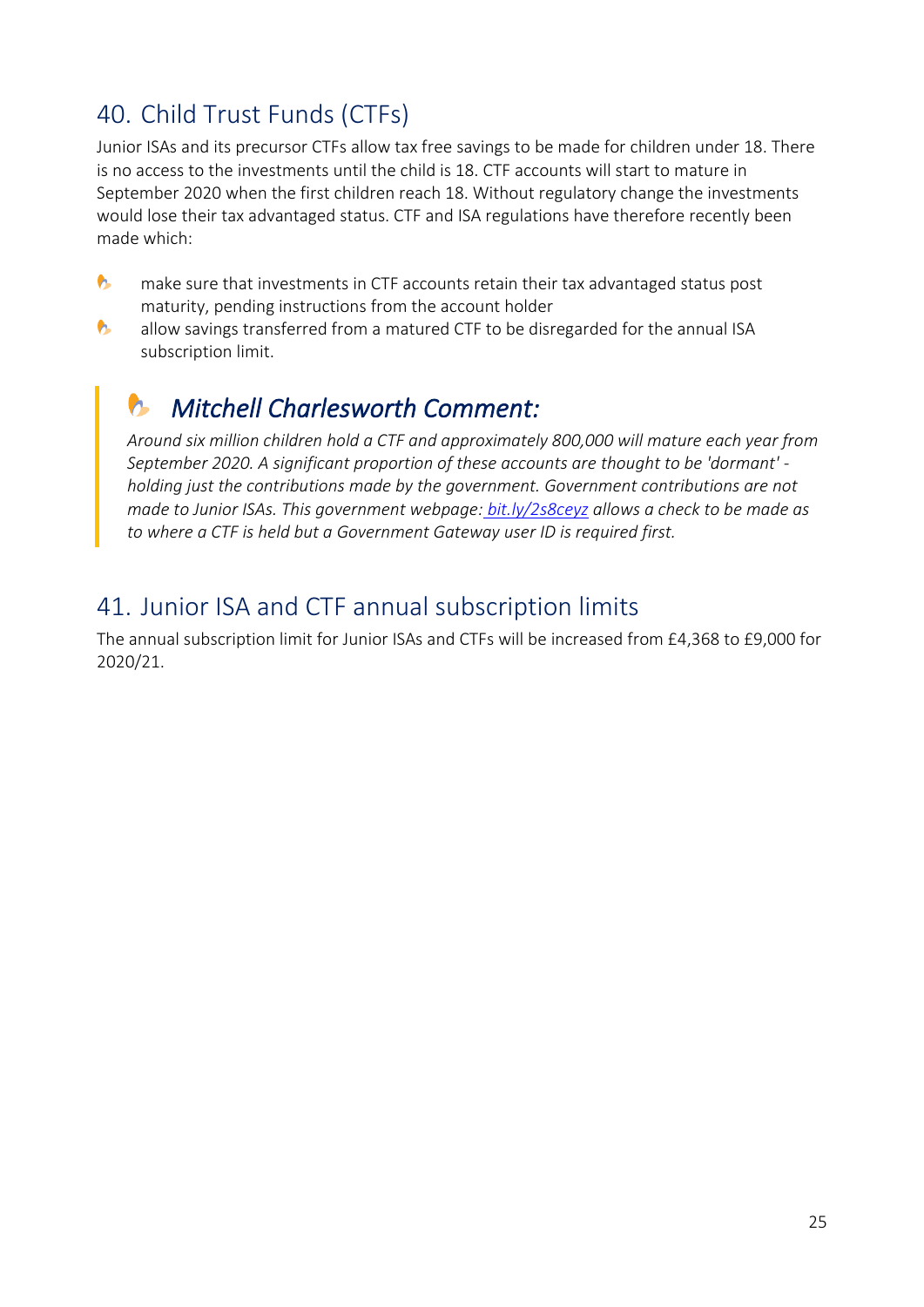## 40. Child Trust Funds (CTFs)

Junior ISAs and its precursor CTFs allow tax free savings to be made for children under 18. There is no access to the investments until the child is 18. CTF accounts will start to mature in September 2020 when the first children reach 18. Without regulatory change the investments would lose their tax advantaged status. CTF and ISA regulations have therefore recently been made which:

- make sure that investments in CTF accounts retain their tax advantaged status post maturity, pending instructions from the account holder
- allow savings transferred from a matured CTF to be disregarded for the annual ISA subscription limit.

> ### *Mitchell Charlesworth Comment:*
>
> *Around six million children hold a CTF and approximately 800,000 will mature each year from September 2020. A significant proportion of these accounts are thought to be 'dormant' - holding just the contributions made by the government. Government contributions are not made to Junior ISAs. This government webpage: bit.ly/2s8ceyz allows a check to be made as to where a CTF is held but a Government Gateway user ID is required first.*

## 41. Junior ISA and CTF annual subscription limits

The annual subscription limit for Junior ISAs and CTFs will be increased from £4,368 to £9,000 for 2020/21.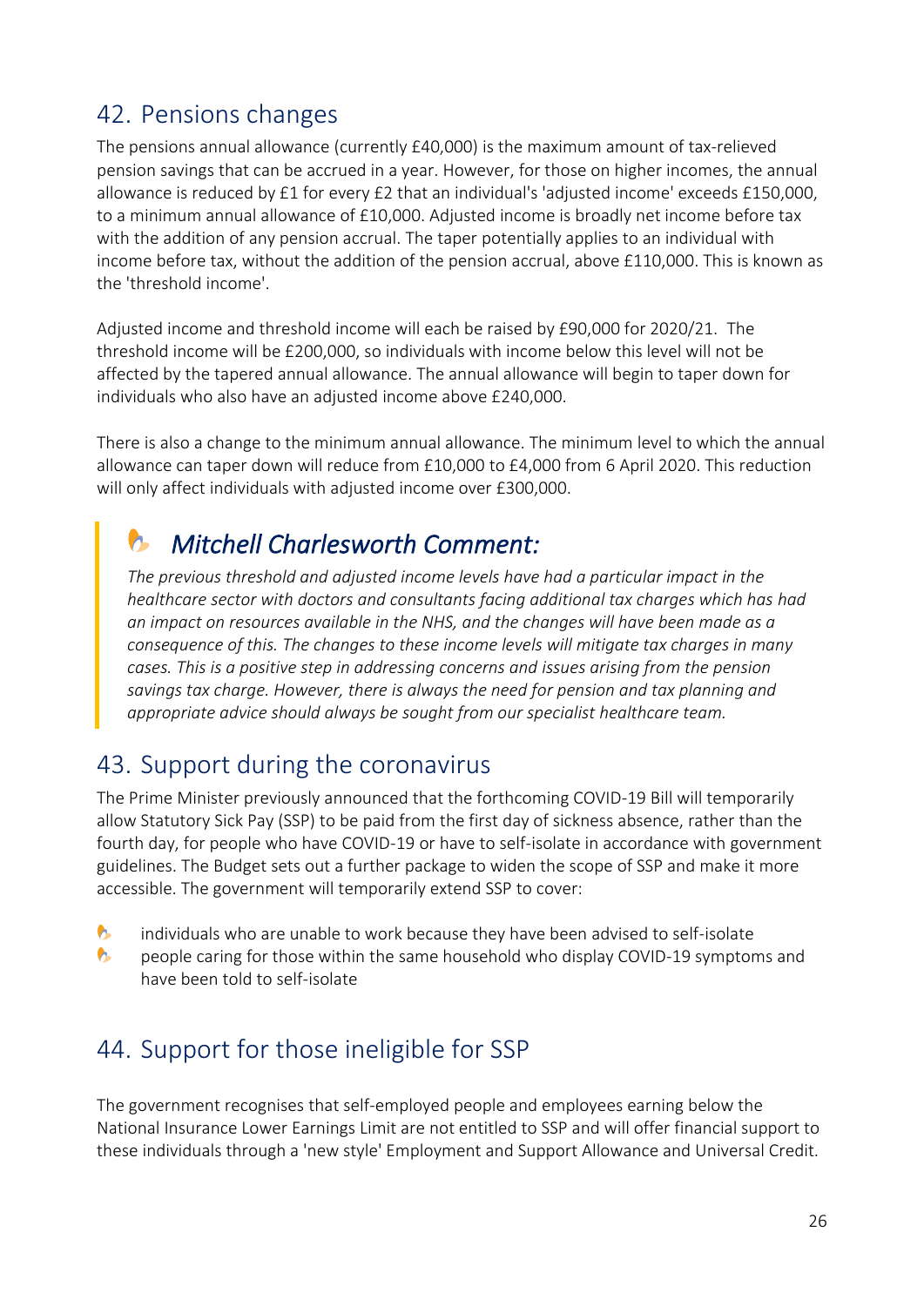## 42. Pensions changes

The pensions annual allowance (currently £40,000) is the maximum amount of tax-relieved pension savings that can be accrued in a year. However, for those on higher incomes, the annual allowance is reduced by £1 for every £2 that an individual's 'adjusted income' exceeds £150,000, to a minimum annual allowance of £10,000. Adjusted income is broadly net income before tax with the addition of any pension accrual. The taper potentially applies to an individual with income before tax, without the addition of the pension accrual, above £110,000. This is known as the 'threshold income'.

Adjusted income and threshold income will each be raised by £90,000 for 2020/21. The threshold income will be £200,000, so individuals with income below this level will not be affected by the tapered annual allowance. The annual allowance will begin to taper down for individuals who also have an adjusted income above £240,000.

There is also a change to the minimum annual allowance. The minimum level to which the annual allowance can taper down will reduce from £10,000 to £4,000 from 6 April 2020. This reduction will only affect individuals with adjusted income over £300,000.

> ### *Mitchell Charlesworth Comment:*
>
> *The previous threshold and adjusted income levels have had a particular impact in the healthcare sector with doctors and consultants facing additional tax charges which has had an impact on resources available in the NHS, and the changes will have been made as a consequence of this. The changes to these income levels will mitigate tax charges in many cases. This is a positive step in addressing concerns and issues arising from the pension savings tax charge. However, there is always the need for pension and tax planning and appropriate advice should always be sought from our specialist healthcare team.*

## 43. Support during the coronavirus

The Prime Minister previously announced that the forthcoming COVID-19 Bill will temporarily allow Statutory Sick Pay (SSP) to be paid from the first day of sickness absence, rather than the fourth day, for people who have COVID-19 or have to self-isolate in accordance with government guidelines. The Budget sets out a further package to widen the scope of SSP and make it more accessible. The government will temporarily extend SSP to cover:

- individuals who are unable to work because they have been advised to self-isolate
- people caring for those within the same household who display COVID-19 symptoms and have been told to self-isolate

## 44. Support for those ineligible for SSP

The government recognises that self-employed people and employees earning below the National Insurance Lower Earnings Limit are not entitled to SSP and will offer financial support to these individuals through a 'new style' Employment and Support Allowance and Universal Credit.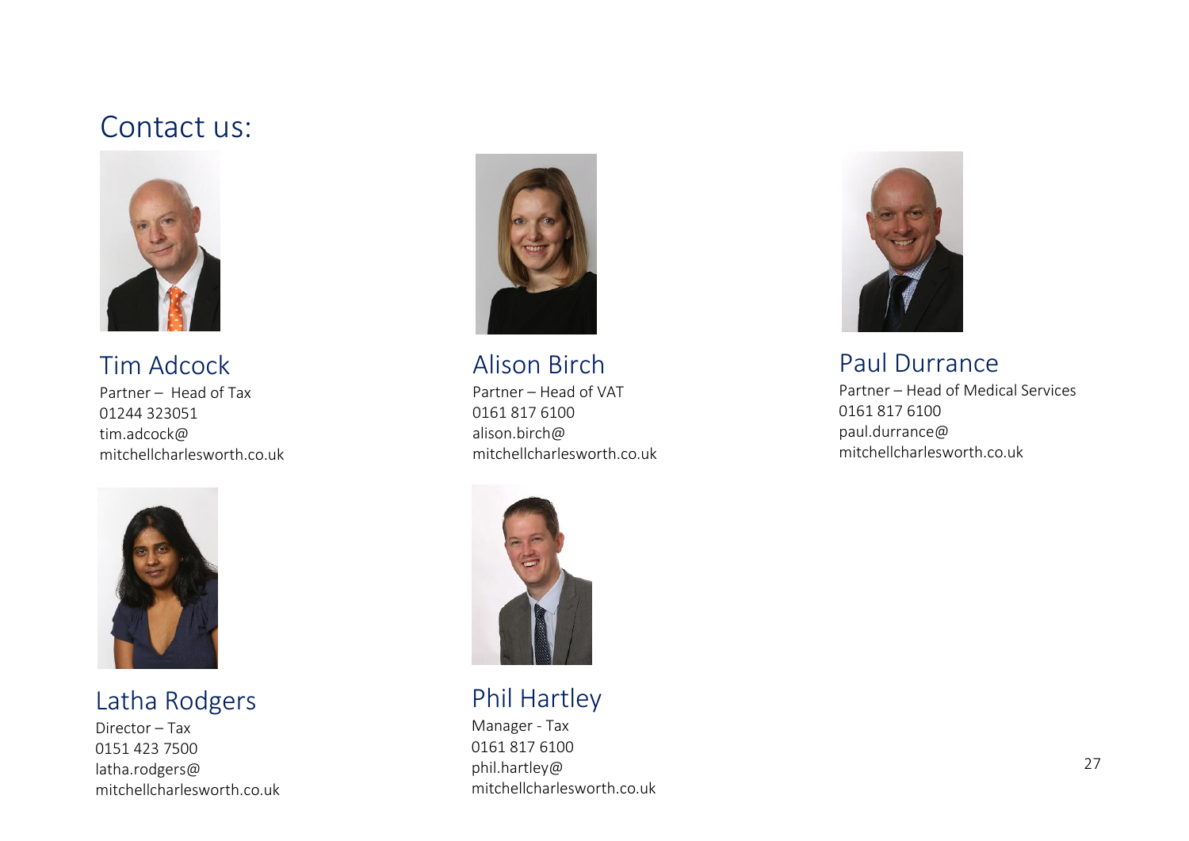## Contact us:

### Tim Adcock

Partner – Head of Tax
01244 323051
tim.adcock@
mitchellcharlesworth.co.uk

### Alison Birch

Partner – Head of VAT
0161 817 6100
alison.birch@
mitchellcharlesworth.co.uk

### Paul Durrance

Partner – Head of Medical Services
0161 817 6100
paul.durrance@
mitchellcharlesworth.co.uk

### Latha Rodgers

Director – Tax
0151 423 7500
latha.rodgers@
mitchellcharlesworth.co.uk

### Phil Hartley

Manager - Tax
0161 817 6100
phil.hartley@
mitchellcharlesworth.co.uk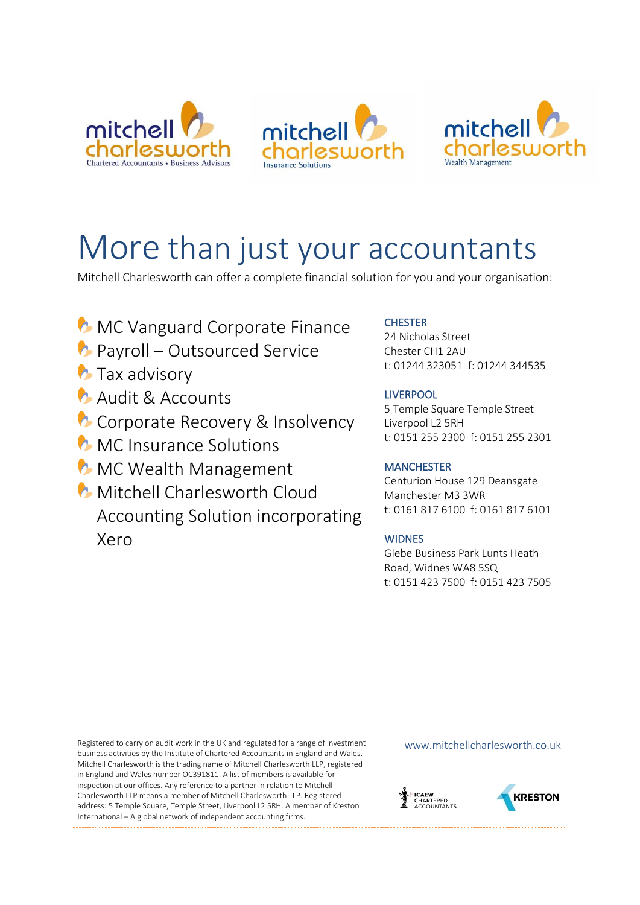mitchell charlesworth
Chartered Accountants • Business Advisors

mitchell charlesworth
Insurance Solutions

mitchell charlesworth
Wealth Management

# More than just your accountants

Mitchell Charlesworth can offer a complete financial solution for you and your organisation:

- MC Vanguard Corporate Finance
- Payroll – Outsourced Service
- Tax advisory
- Audit & Accounts
- Corporate Recovery & Insolvency
- MC Insurance Solutions
- MC Wealth Management
- Mitchell Charlesworth Cloud Accounting Solution incorporating Xero

**CHESTER**
24 Nicholas Street
Chester CH1 2AU
t: 01244 323051 f: 01244 344535

**LIVERPOOL**
5 Temple Square Temple Street
Liverpool L2 5RH
t: 0151 255 2300 f: 0151 255 2301

**MANCHESTER**
Centurion House 129 Deansgate
Manchester M3 3WR
t: 0161 817 6100 f: 0161 817 6101

**WIDNES**
Glebe Business Park Lunts Heath Road, Widnes WA8 5SQ
t: 0151 423 7500 f: 0151 423 7505

Registered to carry on audit work in the UK and regulated for a range of investment business activities by the Institute of Chartered Accountants in England and Wales. Mitchell Charlesworth is the trading name of Mitchell Charlesworth LLP, registered in England and Wales number OC391811. A list of members is available for inspection at our offices. Any reference to a partner in relation to Mitchell Charlesworth LLP means a member of Mitchell Charlesworth LLP. Registered address: 5 Temple Square, Temple Street, Liverpool L2 5RH. A member of Kreston International – A global network of independent accounting firms.

www.mitchellcharlesworth.co.uk

ICAEW CHARTERED ACCOUNTANTS

KRESTON